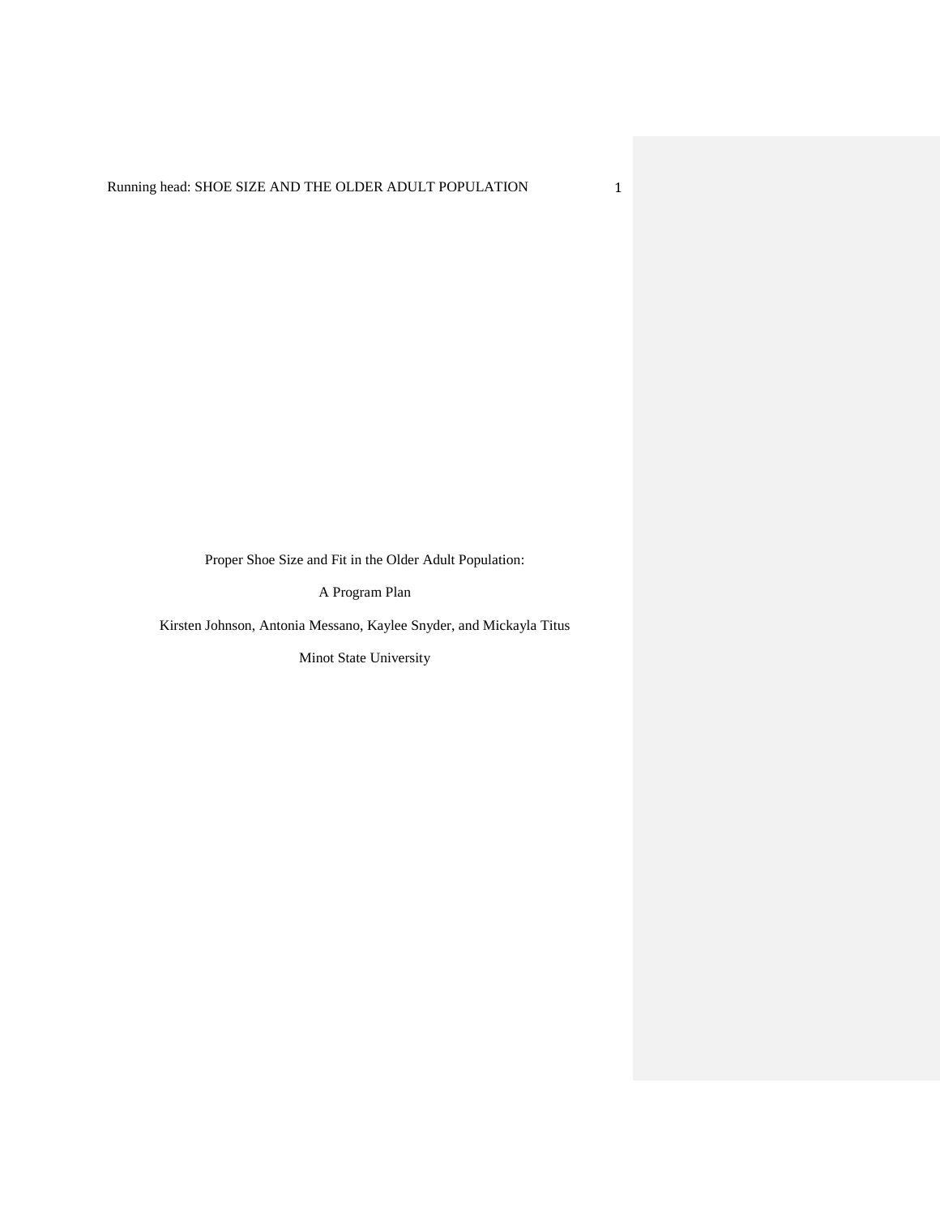Proper Shoe Size and Fit in the Older Adult Population:

A Program Plan

Kirsten Johnson, Antonia Messano, Kaylee Snyder, and Mickayla Titus

Minot State University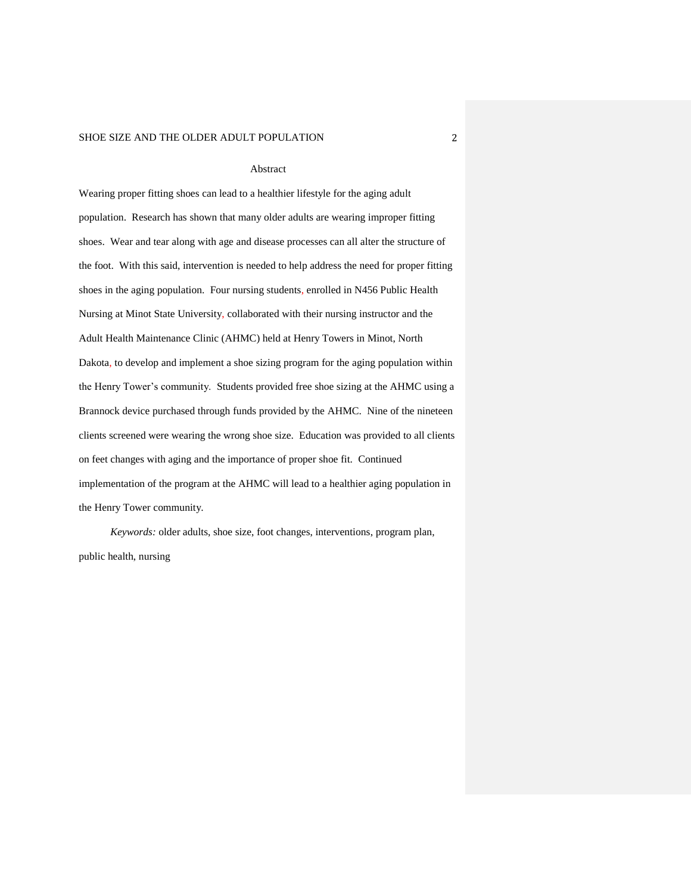# Abstract

Wearing proper fitting shoes can lead to a healthier lifestyle for the aging adult population. Research has shown that many older adults are wearing improper fitting shoes. Wear and tear along with age and disease processes can all alter the structure of the foot. With this said, intervention is needed to help address the need for proper fitting shoes in the aging population. Four nursing students, enrolled in N456 Public Health Nursing at Minot State University, collaborated with their nursing instructor and the Adult Health Maintenance Clinic (AHMC) held at Henry Towers in Minot, North Dakota, to develop and implement a shoe sizing program for the aging population within the Henry Tower's community. Students provided free shoe sizing at the AHMC using a Brannock device purchased through funds provided by the AHMC. Nine of the nineteen clients screened were wearing the wrong shoe size. Education was provided to all clients on feet changes with aging and the importance of proper shoe fit. Continued implementation of the program at the AHMC will lead to a healthier aging population in the Henry Tower community.

*Keywords:* older adults, shoe size, foot changes, interventions, program plan, public health, nursing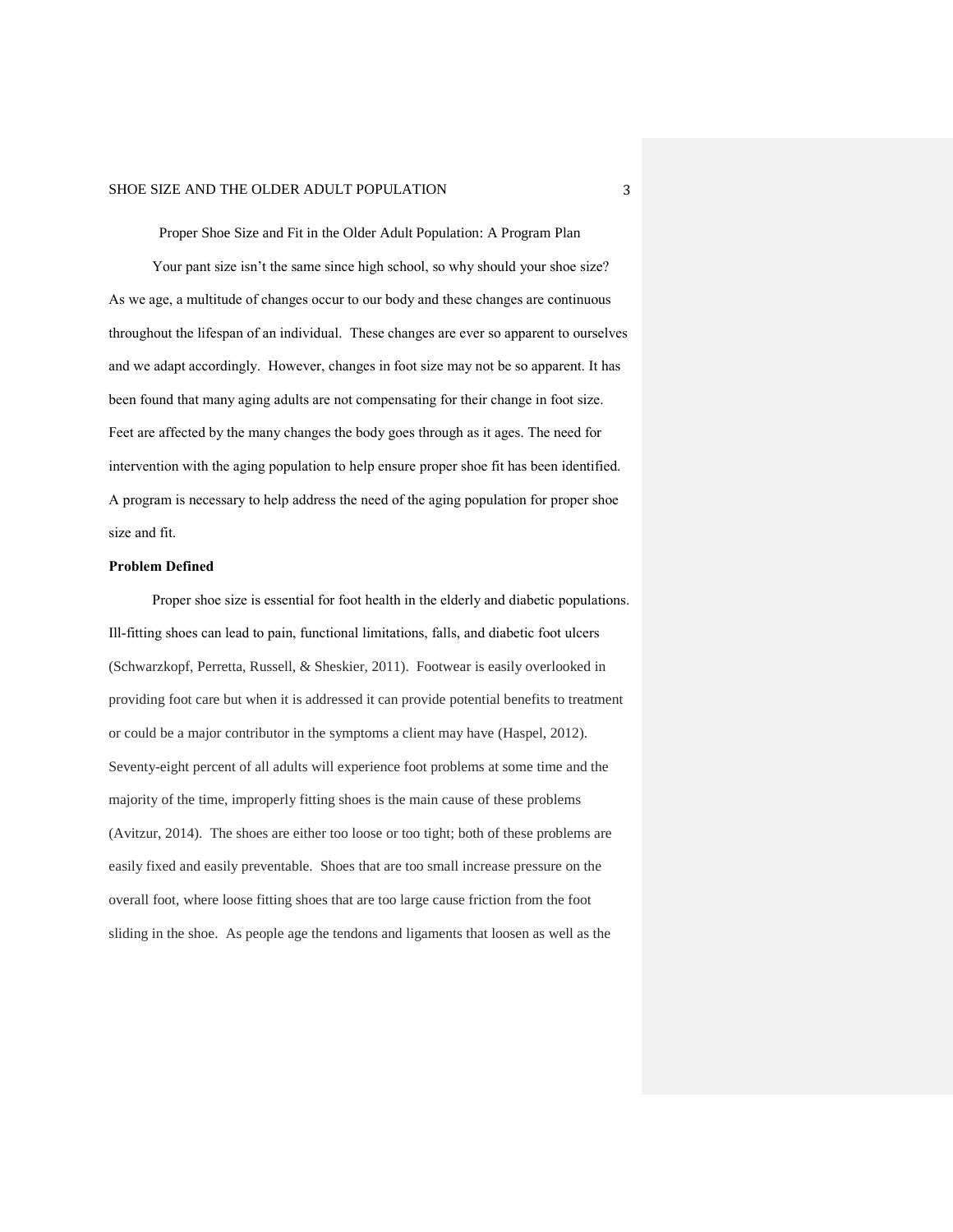Proper Shoe Size and Fit in the Older Adult Population: A Program Plan

Your pant size isn't the same since high school, so why should your shoe size? As we age, a multitude of changes occur to our body and these changes are continuous throughout the lifespan of an individual. These changes are ever so apparent to ourselves and we adapt accordingly. However, changes in foot size may not be so apparent. It has been found that many aging adults are not compensating for their change in foot size. Feet are affected by the many changes the body goes through as it ages. The need for intervention with the aging population to help ensure proper shoe fit has been identified. A program is necessary to help address the need of the aging population for proper shoe size and fit.

**Problem Defined**

Proper shoe size is essential for foot health in the elderly and diabetic populations. Ill-fitting shoes can lead to pain, functional limitations, falls, and diabetic foot ulcers (Schwarzkopf, Perretta, Russell, & Sheskier, 2011). Footwear is easily overlooked in providing foot care but when it is addressed it can provide potential benefits to treatment or could be a major contributor in the symptoms a client may have (Haspel, 2012). Seventy-eight percent of all adults will experience foot problems at some time and the majority of the time, improperly fitting shoes is the main cause of these problems (Avitzur, 2014). The shoes are either too loose or too tight; both of these problems are easily fixed and easily preventable. Shoes that are too small increase pressure on the overall foot, where loose fitting shoes that are too large cause friction from the foot sliding in the shoe. As people age the tendons and ligaments that loosen as well as the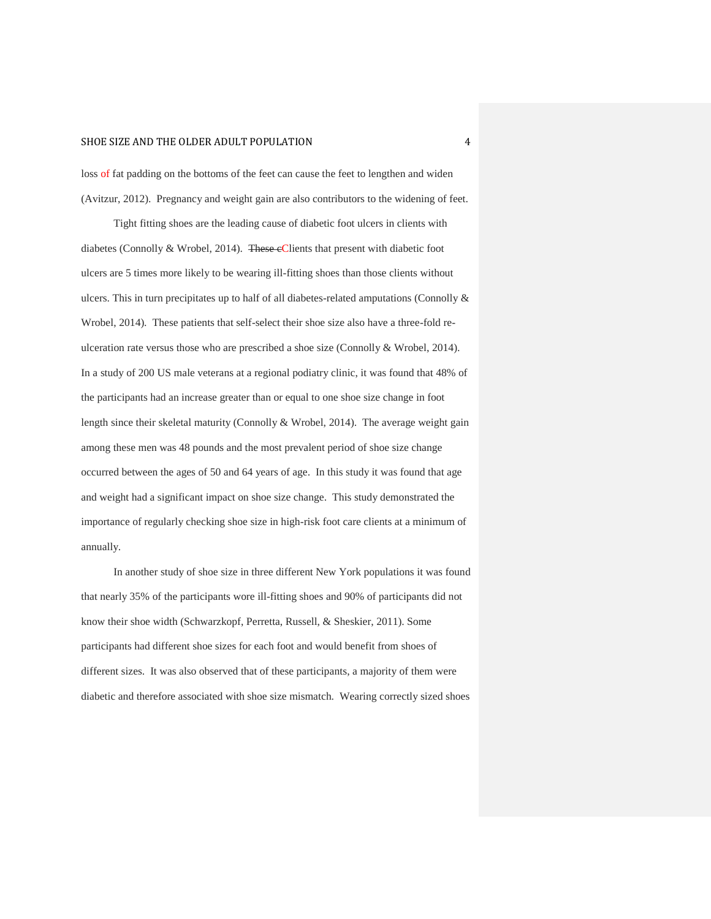loss of fat padding on the bottoms of the feet can cause the feet to lengthen and widen (Avitzur, 2012). Pregnancy and weight gain are also contributors to the widening of feet.

Tight fitting shoes are the leading cause of diabetic foot ulcers in clients with diabetes (Connolly & Wrobel, 2014). ~~These c~~Clients that present with diabetic foot ulcers are 5 times more likely to be wearing ill-fitting shoes than those clients without ulcers. This in turn precipitates up to half of all diabetes-related amputations (Connolly & Wrobel, 2014). These patients that self-select their shoe size also have a three-fold re-ulceration rate versus those who are prescribed a shoe size (Connolly & Wrobel, 2014). In a study of 200 US male veterans at a regional podiatry clinic, it was found that 48% of the participants had an increase greater than or equal to one shoe size change in foot length since their skeletal maturity (Connolly & Wrobel, 2014). The average weight gain among these men was 48 pounds and the most prevalent period of shoe size change occurred between the ages of 50 and 64 years of age. In this study it was found that age and weight had a significant impact on shoe size change. This study demonstrated the importance of regularly checking shoe size in high-risk foot care clients at a minimum of annually.

In another study of shoe size in three different New York populations it was found that nearly 35% of the participants wore ill-fitting shoes and 90% of participants did not know their shoe width (Schwarzkopf, Perretta, Russell, & Sheskier, 2011). Some participants had different shoe sizes for each foot and would benefit from shoes of different sizes. It was also observed that of these participants, a majority of them were diabetic and therefore associated with shoe size mismatch. Wearing correctly sized shoes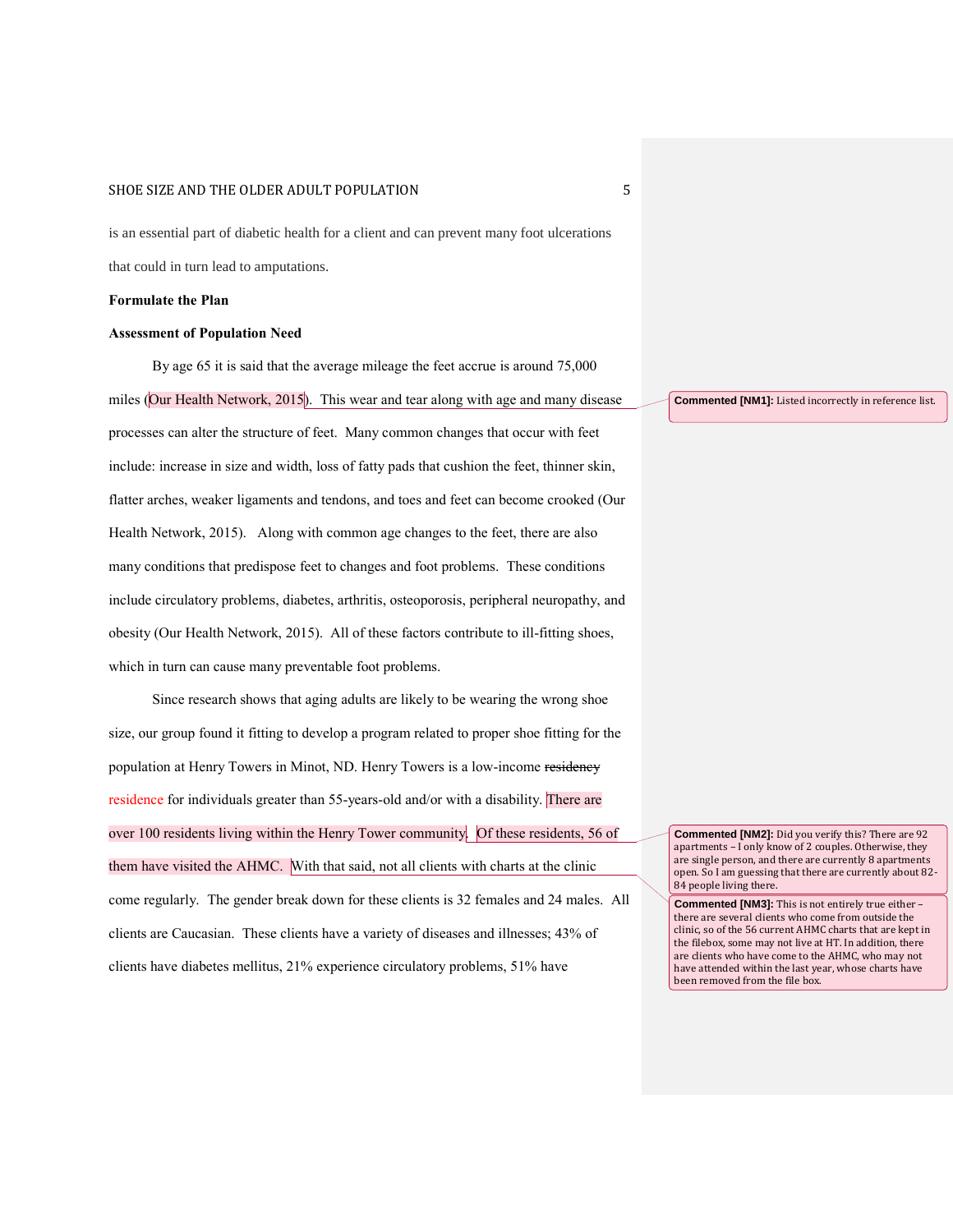is an essential part of diabetic health for a client and can prevent many foot ulcerations that could in turn lead to amputations.

**Formulate the Plan**

**Assessment of Population Need**

By age 65 it is said that the average mileage the feet accrue is around 75,000 miles (Our Health Network, 2015). This wear and tear along with age and many disease processes can alter the structure of feet. Many common changes that occur with feet include: increase in size and width, loss of fatty pads that cushion the feet, thinner skin, flatter arches, weaker ligaments and tendons, and toes and feet can become crooked (Our Health Network, 2015). Along with common age changes to the feet, there are also many conditions that predispose feet to changes and foot problems. These conditions include circulatory problems, diabetes, arthritis, osteoporosis, peripheral neuropathy, and obesity (Our Health Network, 2015). All of these factors contribute to ill-fitting shoes, which in turn can cause many preventable foot problems.

Since research shows that aging adults are likely to be wearing the wrong shoe size, our group found it fitting to develop a program related to proper shoe fitting for the population at Henry Towers in Minot, ND. Henry Towers is a low-income ~~residency~~ residence for individuals greater than 55-years-old and/or with a disability. There are over 100 residents living within the Henry Tower community. Of these residents, 56 of them have visited the AHMC. With that said, not all clients with charts at the clinic come regularly. The gender break down for these clients is 32 females and 24 males. All clients are Caucasian. These clients have a variety of diseases and illnesses; 43% of clients have diabetes mellitus, 21% experience circulatory problems, 51% have

**Commented [NM1]:** Listed incorrectly in reference list.

**Commented [NM2]:** Did you verify this? There are 92 apartments – I only know of 2 couples. Otherwise, they are single person, and there are currently 8 apartments open. So I am guessing that there are currently about 82-84 people living there.

**Commented [NM3]:** This is not entirely true either – there are several clients who come from outside the clinic, so of the 56 current AHMC charts that are kept in the filebox, some may not live at HT. In addition, there are clients who have come to the AHMC, who may not have attended within the last year, whose charts have been removed from the file box.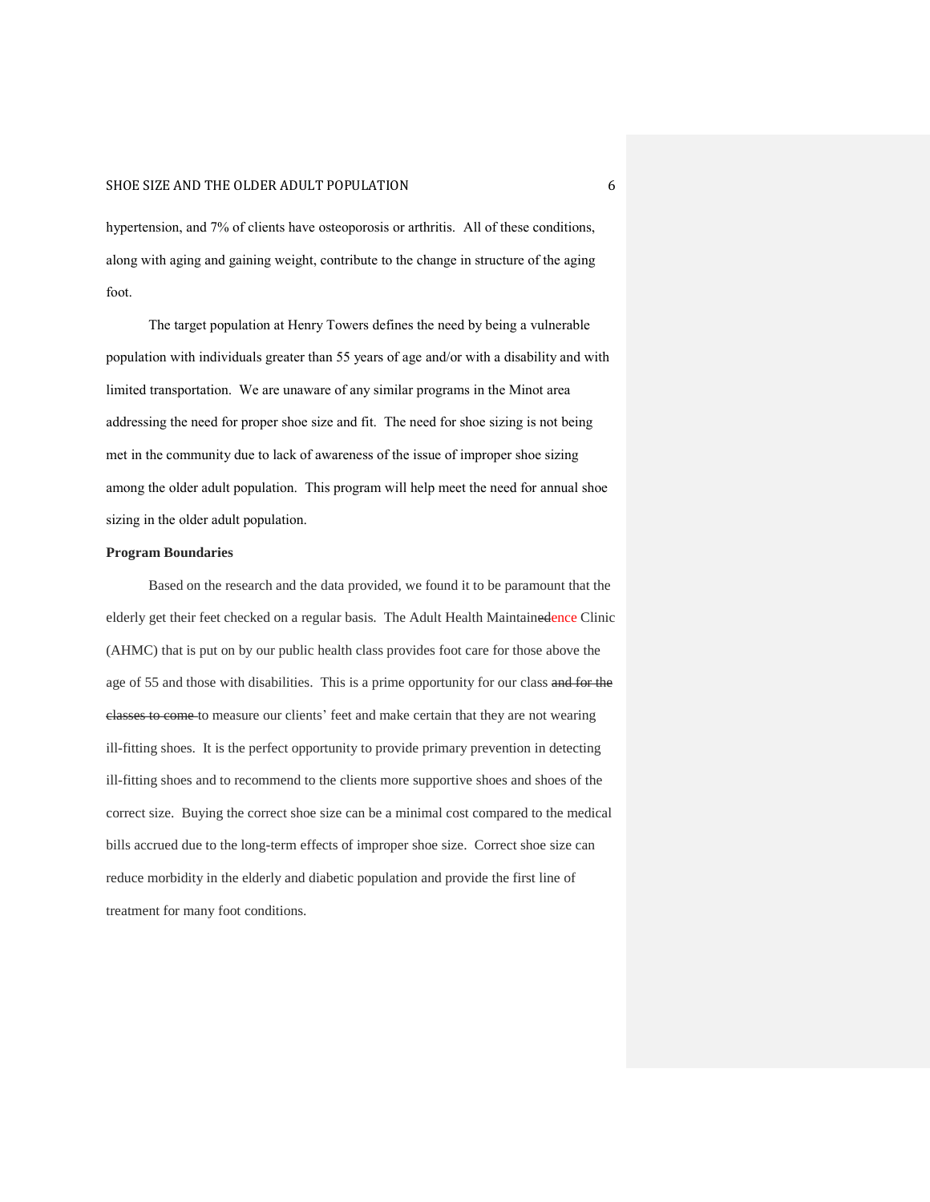hypertension, and 7% of clients have osteoporosis or arthritis. All of these conditions, along with aging and gaining weight, contribute to the change in structure of the aging foot.

The target population at Henry Towers defines the need by being a vulnerable population with individuals greater than 55 years of age and/or with a disability and with limited transportation. We are unaware of any similar programs in the Minot area addressing the need for proper shoe size and fit. The need for shoe sizing is not being met in the community due to lack of awareness of the issue of improper shoe sizing among the older adult population. This program will help meet the need for annual shoe sizing in the older adult population.

**Program Boundaries**

Based on the research and the data provided, we found it to be paramount that the elderly get their feet checked on a regular basis. The Adult Health Maintain~~ed~~ence Clinic (AHMC) that is put on by our public health class provides foot care for those above the age of 55 and those with disabilities. This is a prime opportunity for our class ~~and for the classes to come~~ to measure our clients' feet and make certain that they are not wearing ill-fitting shoes. It is the perfect opportunity to provide primary prevention in detecting ill-fitting shoes and to recommend to the clients more supportive shoes and shoes of the correct size. Buying the correct shoe size can be a minimal cost compared to the medical bills accrued due to the long-term effects of improper shoe size. Correct shoe size can reduce morbidity in the elderly and diabetic population and provide the first line of treatment for many foot conditions.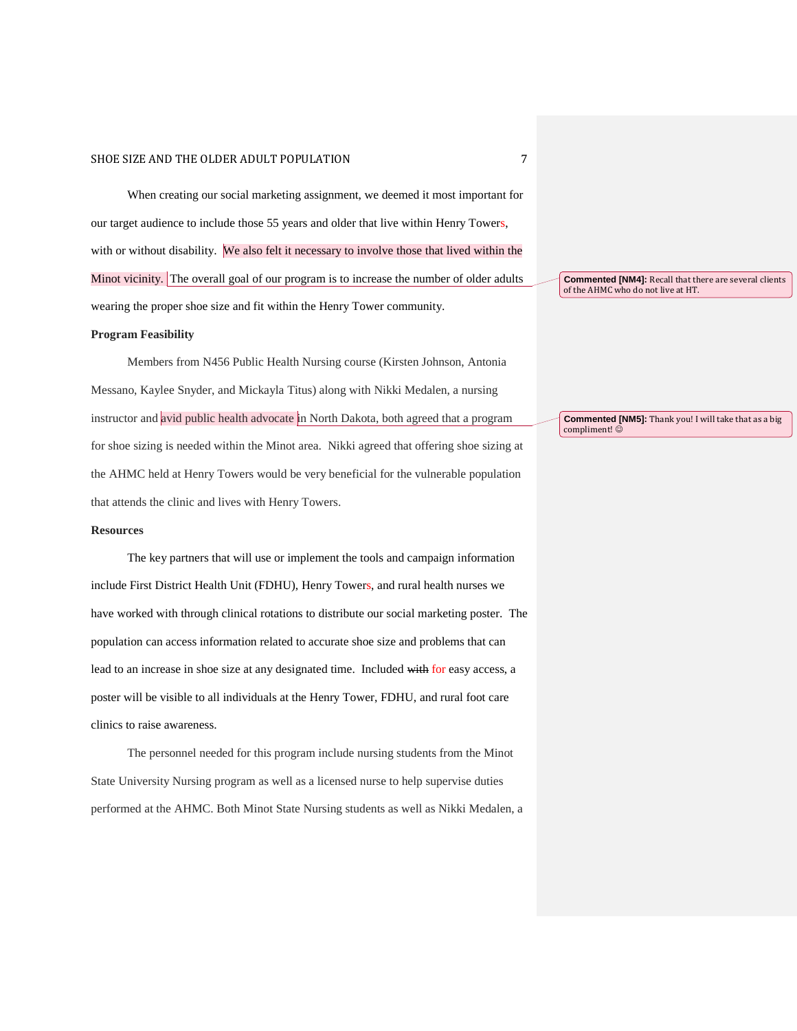When creating our social marketing assignment, we deemed it most important for our target audience to include those 55 years and older that live within Henry Towers, with or without disability. We also felt it necessary to involve those that lived within the Minot vicinity. The overall goal of our program is to increase the number of older adults wearing the proper shoe size and fit within the Henry Tower community.

**Commented [NM4]:** Recall that there are several clients of the AHMC who do not live at HT.

**Program Feasibility**

Members from N456 Public Health Nursing course (Kirsten Johnson, Antonia Messano, Kaylee Snyder, and Mickayla Titus) along with Nikki Medalen, a nursing instructor and avid public health advocate in North Dakota, both agreed that a program for shoe sizing is needed within the Minot area. Nikki agreed that offering shoe sizing at the AHMC held at Henry Towers would be very beneficial for the vulnerable population that attends the clinic and lives with Henry Towers.

**Commented [NM5]:** Thank you! I will take that as a big compliment! ☺

**Resources**

The key partners that will use or implement the tools and campaign information include First District Health Unit (FDHU), Henry Towers, and rural health nurses we have worked with through clinical rotations to distribute our social marketing poster. The population can access information related to accurate shoe size and problems that can lead to an increase in shoe size at any designated time. Included ~~with~~ for easy access, a poster will be visible to all individuals at the Henry Tower, FDHU, and rural foot care clinics to raise awareness.

The personnel needed for this program include nursing students from the Minot State University Nursing program as well as a licensed nurse to help supervise duties performed at the AHMC. Both Minot State Nursing students as well as Nikki Medalen, a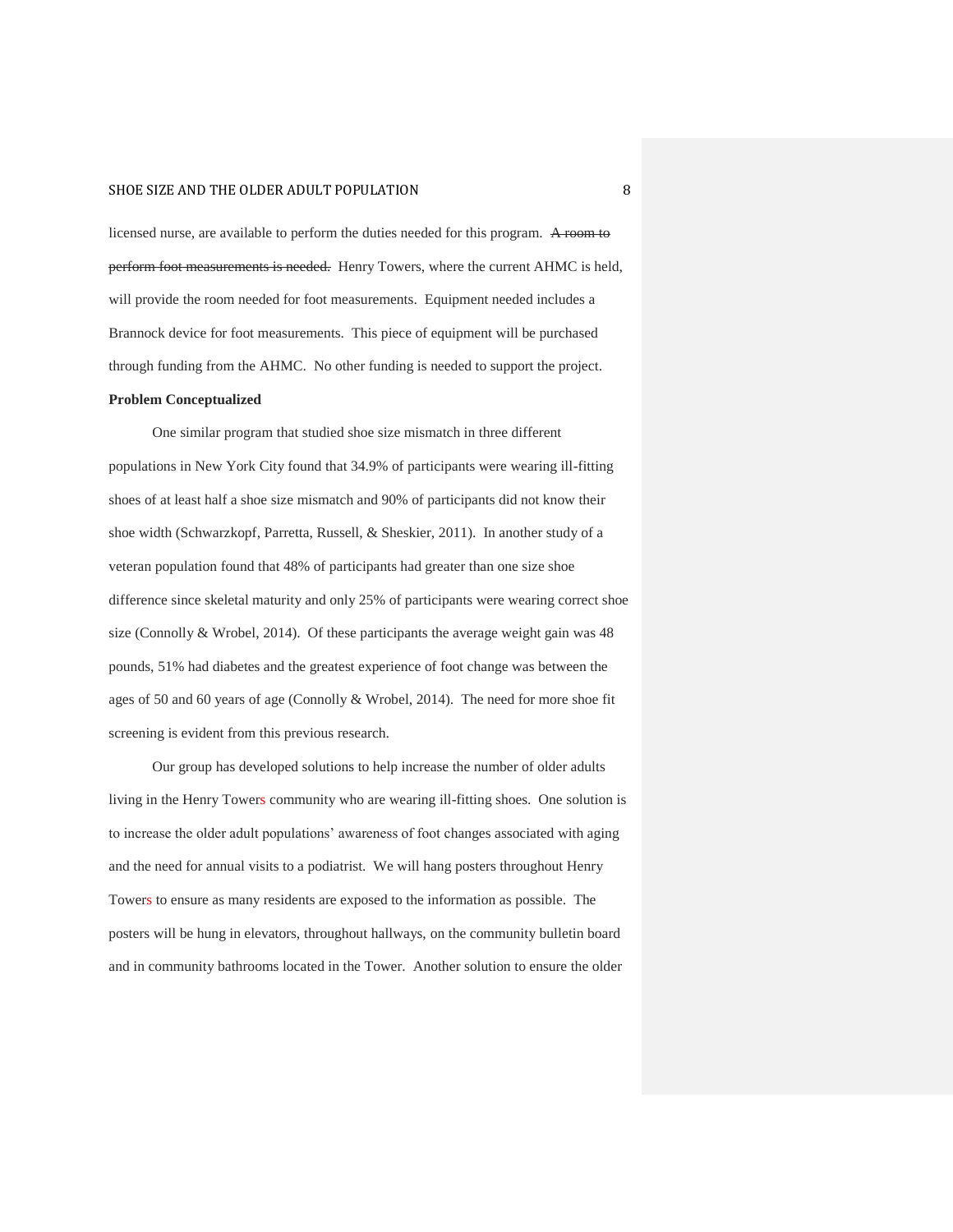licensed nurse, are available to perform the duties needed for this program. ~~A room to perform foot measurements is needed.~~ Henry Towers, where the current AHMC is held, will provide the room needed for foot measurements. Equipment needed includes a Brannock device for foot measurements. This piece of equipment will be purchased through funding from the AHMC. No other funding is needed to support the project.

**Problem Conceptualized**

One similar program that studied shoe size mismatch in three different populations in New York City found that 34.9% of participants were wearing ill-fitting shoes of at least half a shoe size mismatch and 90% of participants did not know their shoe width (Schwarzkopf, Parretta, Russell, & Sheskier, 2011). In another study of a veteran population found that 48% of participants had greater than one size shoe difference since skeletal maturity and only 25% of participants were wearing correct shoe size (Connolly & Wrobel, 2014). Of these participants the average weight gain was 48 pounds, 51% had diabetes and the greatest experience of foot change was between the ages of 50 and 60 years of age (Connolly & Wrobel, 2014). The need for more shoe fit screening is evident from this previous research.

Our group has developed solutions to help increase the number of older adults living in the Henry Towers community who are wearing ill-fitting shoes. One solution is to increase the older adult populations' awareness of foot changes associated with aging and the need for annual visits to a podiatrist. We will hang posters throughout Henry Towers to ensure as many residents are exposed to the information as possible. The posters will be hung in elevators, throughout hallways, on the community bulletin board and in community bathrooms located in the Tower. Another solution to ensure the older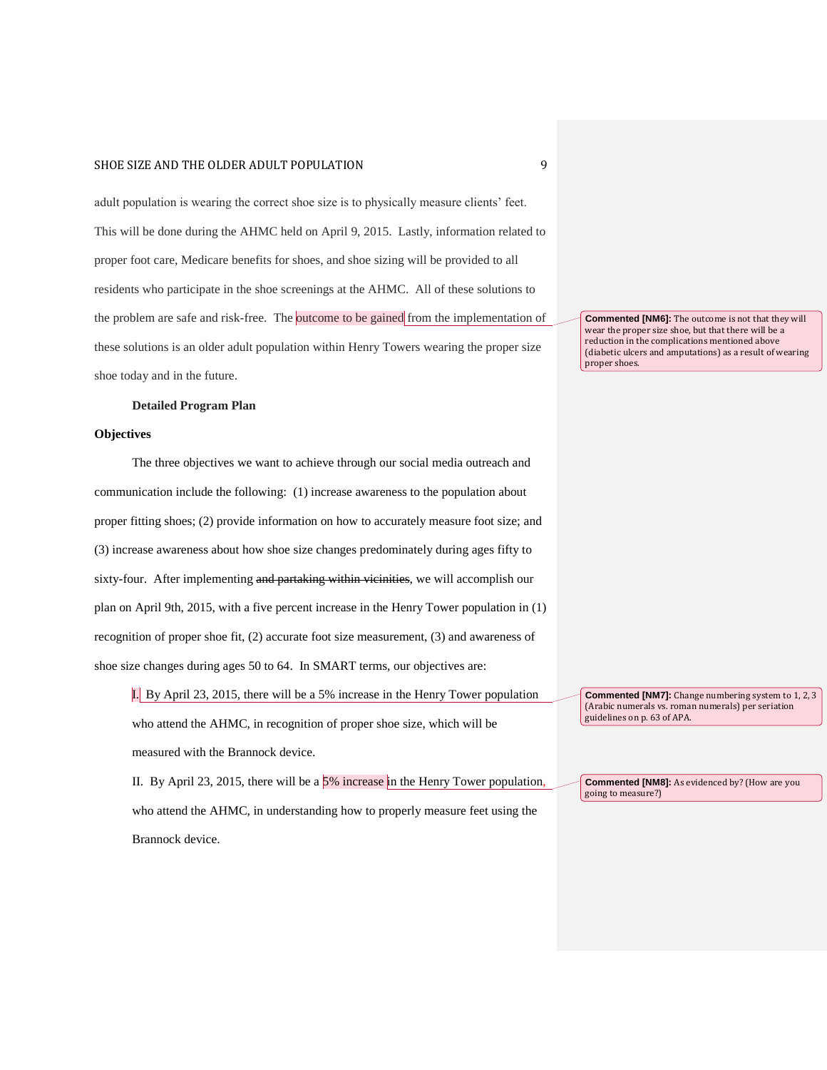adult population is wearing the correct shoe size is to physically measure clients' feet. This will be done during the AHMC held on April 9, 2015. Lastly, information related to proper foot care, Medicare benefits for shoes, and shoe sizing will be provided to all residents who participate in the shoe screenings at the AHMC. All of these solutions to the problem are safe and risk-free. The outcome to be gained from the implementation of these solutions is an older adult population within Henry Towers wearing the proper size shoe today and in the future.

> **Commented [NM6]:** The outcome is not that they will wear the proper size shoe, but that there will be a reduction in the complications mentioned above (diabetic ulcers and amputations) as a result of wearing proper shoes.

## Detailed Program Plan

### Objectives

The three objectives we want to achieve through our social media outreach and communication include the following: (1) increase awareness to the population about proper fitting shoes; (2) provide information on how to accurately measure foot size; and (3) increase awareness about how shoe size changes predominately during ages fifty to sixty-four. After implementing ~~and partaking within vicinities~~, we will accomplish our plan on April 9th, 2015, with a five percent increase in the Henry Tower population in (1) recognition of proper shoe fit, (2) accurate foot size measurement, (3) and awareness of shoe size changes during ages 50 to 64. In SMART terms, our objectives are:

I. By April 23, 2015, there will be a 5% increase in the Henry Tower population who attend the AHMC, in recognition of proper shoe size, which will be measured with the Brannock device.

> **Commented [NM7]:** Change numbering system to 1, 2, 3 (Arabic numerals vs. roman numerals) per seriation guidelines on p. 63 of APA.

II. By April 23, 2015, there will be a 5% increase in the Henry Tower population, who attend the AHMC, in understanding how to properly measure feet using the Brannock device.

> **Commented [NM8]:** As evidenced by? (How are you going to measure?)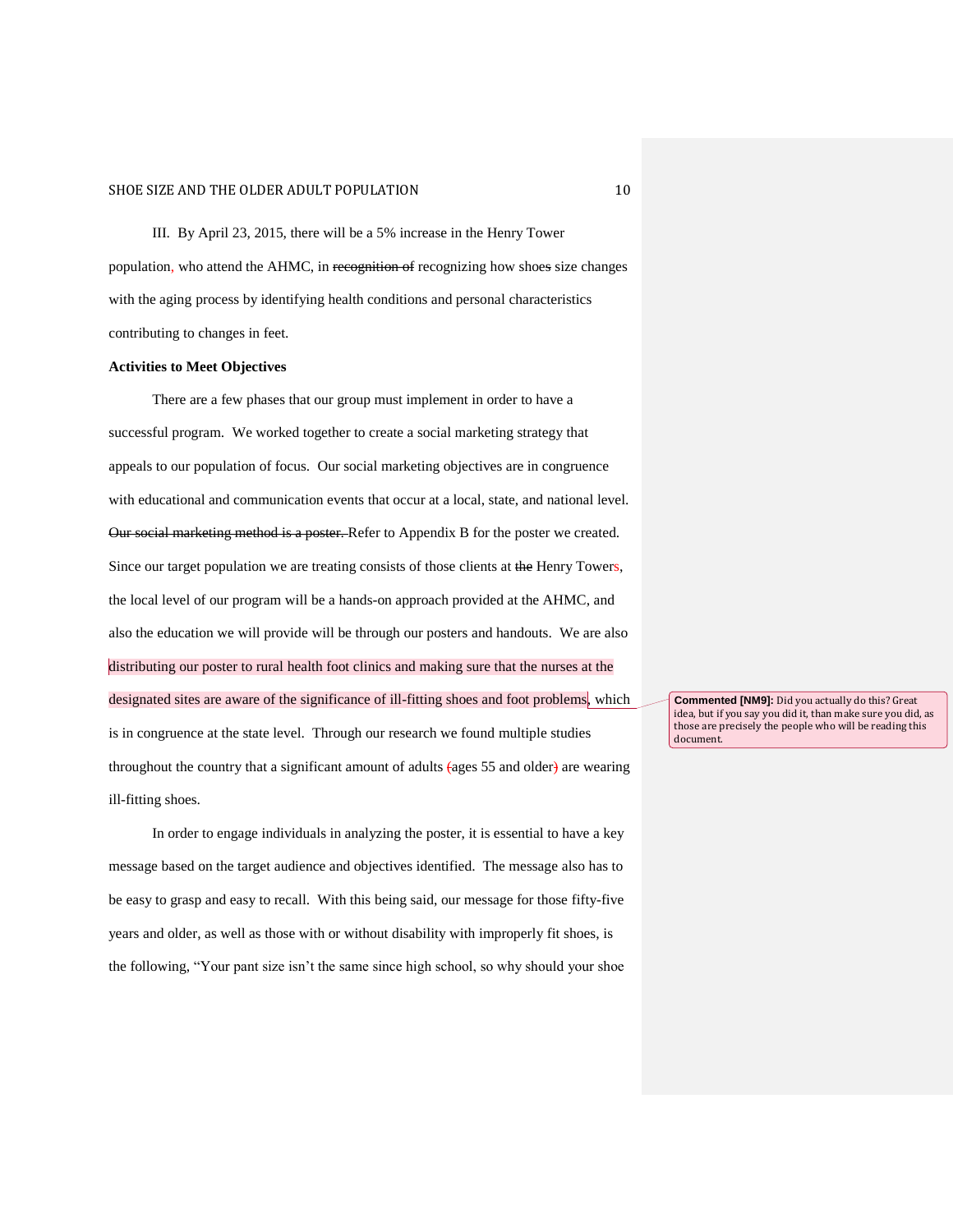III. By April 23, 2015, there will be a 5% increase in the Henry Tower population, who attend the AHMC, in ~~recognition of~~ recognizing how shoe~~s~~ size changes with the aging process by identifying health conditions and personal characteristics contributing to changes in feet.

**Activities to Meet Objectives**

There are a few phases that our group must implement in order to have a successful program. We worked together to create a social marketing strategy that appeals to our population of focus. Our social marketing objectives are in congruence with educational and communication events that occur at a local, state, and national level. ~~Our social marketing method is a poster.~~ Refer to Appendix B for the poster we created. Since our target population we are treating consists of those clients at ~~the~~ Henry Towers, the local level of our program will be a hands-on approach provided at the AHMC, and also the education we will provide will be through our posters and handouts. We are also distributing our poster to rural health foot clinics and making sure that the nurses at the designated sites are aware of the significance of ill-fitting shoes and foot problems, which is in congruence at the state level. Through our research we found multiple studies throughout the country that a significant amount of adults ~~(~~ages 55 and older~~)~~ are wearing ill-fitting shoes.

In order to engage individuals in analyzing the poster, it is essential to have a key message based on the target audience and objectives identified. The message also has to be easy to grasp and easy to recall. With this being said, our message for those fifty-five years and older, as well as those with or without disability with improperly fit shoes, is the following, "Your pant size isn't the same since high school, so why should your shoe

**Commented [NM9]:** Did you actually do this? Great idea, but if you say you did it, than make sure you did, as those are precisely the people who will be reading this document.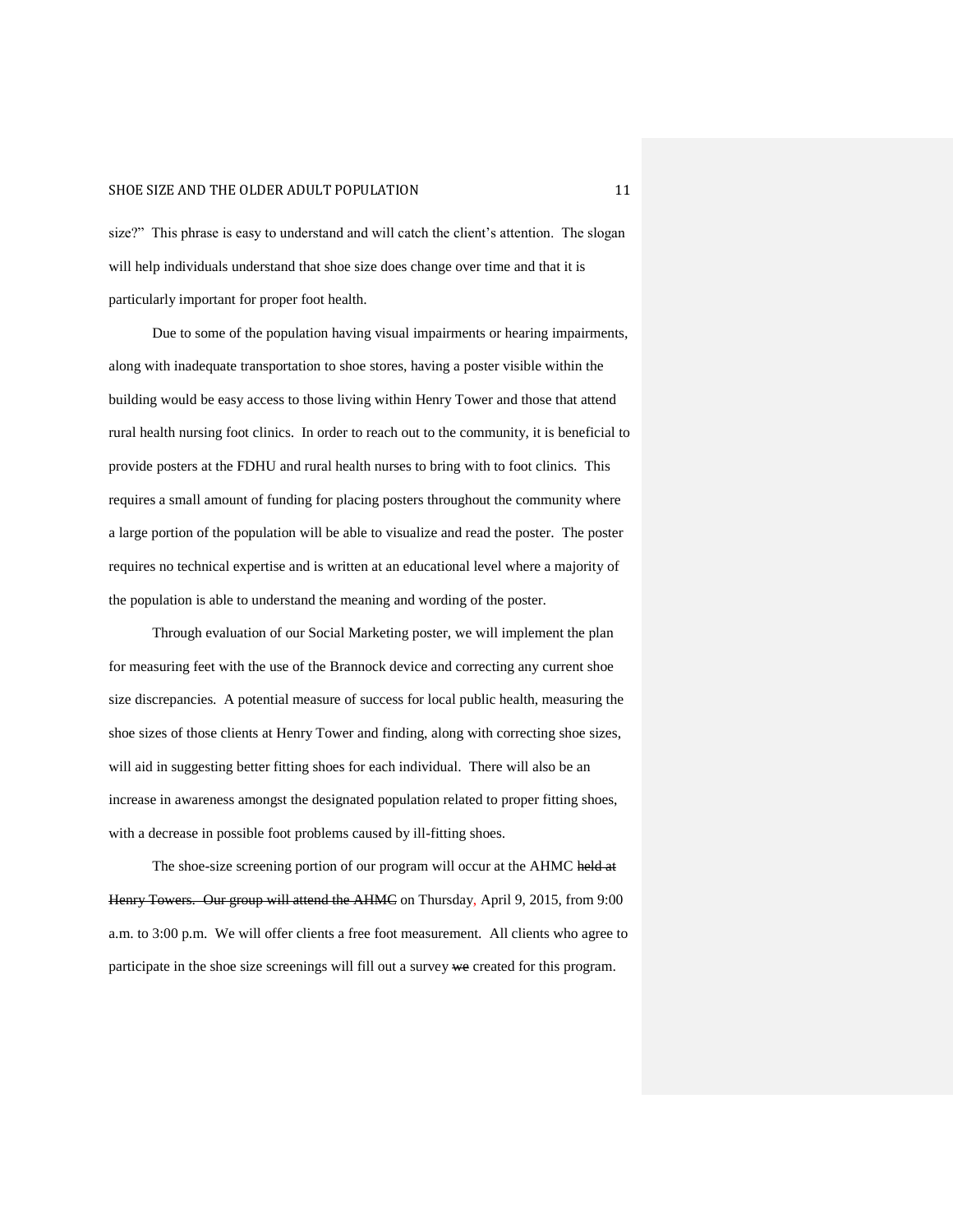size?" This phrase is easy to understand and will catch the client's attention. The slogan will help individuals understand that shoe size does change over time and that it is particularly important for proper foot health.

Due to some of the population having visual impairments or hearing impairments, along with inadequate transportation to shoe stores, having a poster visible within the building would be easy access to those living within Henry Tower and those that attend rural health nursing foot clinics. In order to reach out to the community, it is beneficial to provide posters at the FDHU and rural health nurses to bring with to foot clinics. This requires a small amount of funding for placing posters throughout the community where a large portion of the population will be able to visualize and read the poster. The poster requires no technical expertise and is written at an educational level where a majority of the population is able to understand the meaning and wording of the poster.

Through evaluation of our Social Marketing poster, we will implement the plan for measuring feet with the use of the Brannock device and correcting any current shoe size discrepancies. A potential measure of success for local public health, measuring the shoe sizes of those clients at Henry Tower and finding, along with correcting shoe sizes, will aid in suggesting better fitting shoes for each individual. There will also be an increase in awareness amongst the designated population related to proper fitting shoes, with a decrease in possible foot problems caused by ill-fitting shoes.

The shoe-size screening portion of our program will occur at the AHMC ~~held at Henry Towers. Our group will attend the AHMC~~ on Thursday, April 9, 2015, from 9:00 a.m. to 3:00 p.m. We will offer clients a free foot measurement. All clients who agree to participate in the shoe size screenings will fill out a survey ~~we~~ created for this program.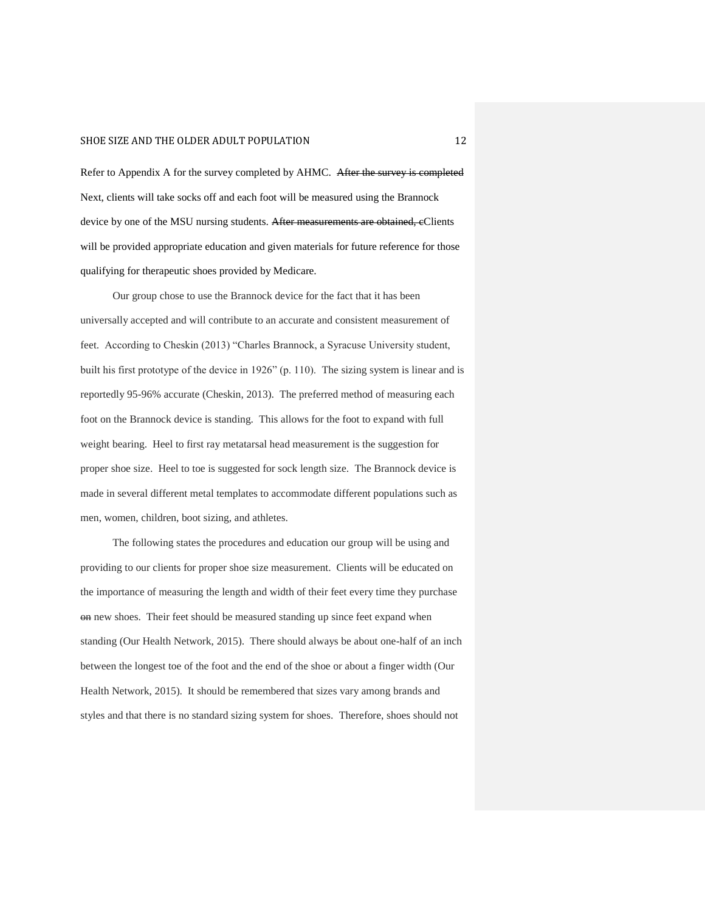Refer to Appendix A for the survey completed by AHMC. ~~After the survey is completed~~ Next, clients will take socks off and each foot will be measured using the Brannock device by one of the MSU nursing students. ~~After measurements are obtained, c~~Clients will be provided appropriate education and given materials for future reference for those qualifying for therapeutic shoes provided by Medicare.

Our group chose to use the Brannock device for the fact that it has been universally accepted and will contribute to an accurate and consistent measurement of feet. According to Cheskin (2013) "Charles Brannock, a Syracuse University student, built his first prototype of the device in 1926" (p. 110). The sizing system is linear and is reportedly 95-96% accurate (Cheskin, 2013). The preferred method of measuring each foot on the Brannock device is standing. This allows for the foot to expand with full weight bearing. Heel to first ray metatarsal head measurement is the suggestion for proper shoe size. Heel to toe is suggested for sock length size. The Brannock device is made in several different metal templates to accommodate different populations such as men, women, children, boot sizing, and athletes.

The following states the procedures and education our group will be using and providing to our clients for proper shoe size measurement. Clients will be educated on the importance of measuring the length and width of their feet every time they purchase ~~on~~ new shoes. Their feet should be measured standing up since feet expand when standing (Our Health Network, 2015). There should always be about one-half of an inch between the longest toe of the foot and the end of the shoe or about a finger width (Our Health Network, 2015). It should be remembered that sizes vary among brands and styles and that there is no standard sizing system for shoes. Therefore, shoes should not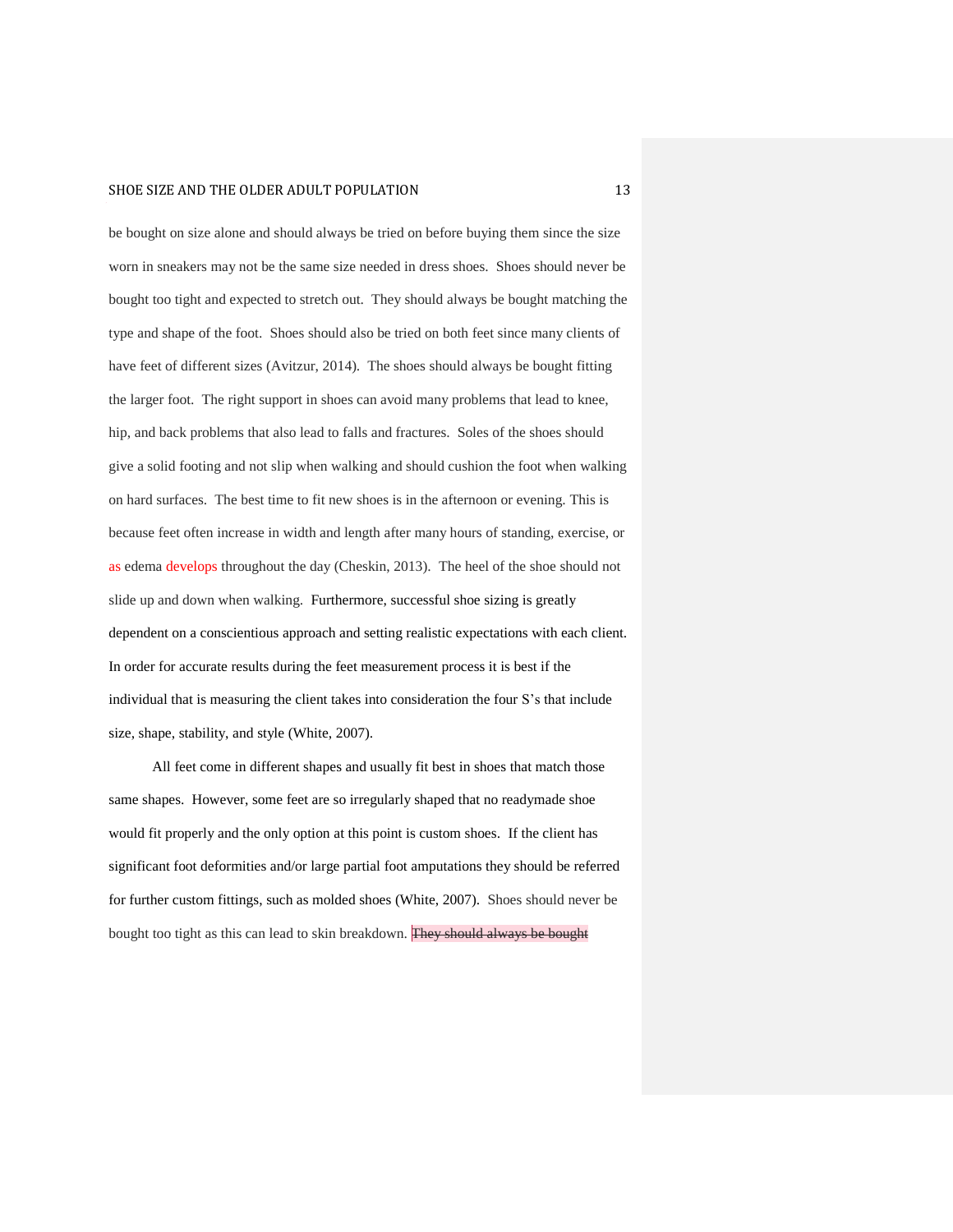be bought on size alone and should always be tried on before buying them since the size worn in sneakers may not be the same size needed in dress shoes. Shoes should never be bought too tight and expected to stretch out. They should always be bought matching the type and shape of the foot. Shoes should also be tried on both feet since many clients of have feet of different sizes (Avitzur, 2014). The shoes should always be bought fitting the larger foot. The right support in shoes can avoid many problems that lead to knee, hip, and back problems that also lead to falls and fractures. Soles of the shoes should give a solid footing and not slip when walking and should cushion the foot when walking on hard surfaces. The best time to fit new shoes is in the afternoon or evening. This is because feet often increase in width and length after many hours of standing, exercise, or as edema develops throughout the day (Cheskin, 2013). The heel of the shoe should not slide up and down when walking. Furthermore, successful shoe sizing is greatly dependent on a conscientious approach and setting realistic expectations with each client. In order for accurate results during the feet measurement process it is best if the individual that is measuring the client takes into consideration the four S's that include size, shape, stability, and style (White, 2007).

All feet come in different shapes and usually fit best in shoes that match those same shapes. However, some feet are so irregularly shaped that no readymade shoe would fit properly and the only option at this point is custom shoes. If the client has significant foot deformities and/or large partial foot amputations they should be referred for further custom fittings, such as molded shoes (White, 2007). Shoes should never be bought too tight as this can lead to skin breakdown. ~~They should always be bought~~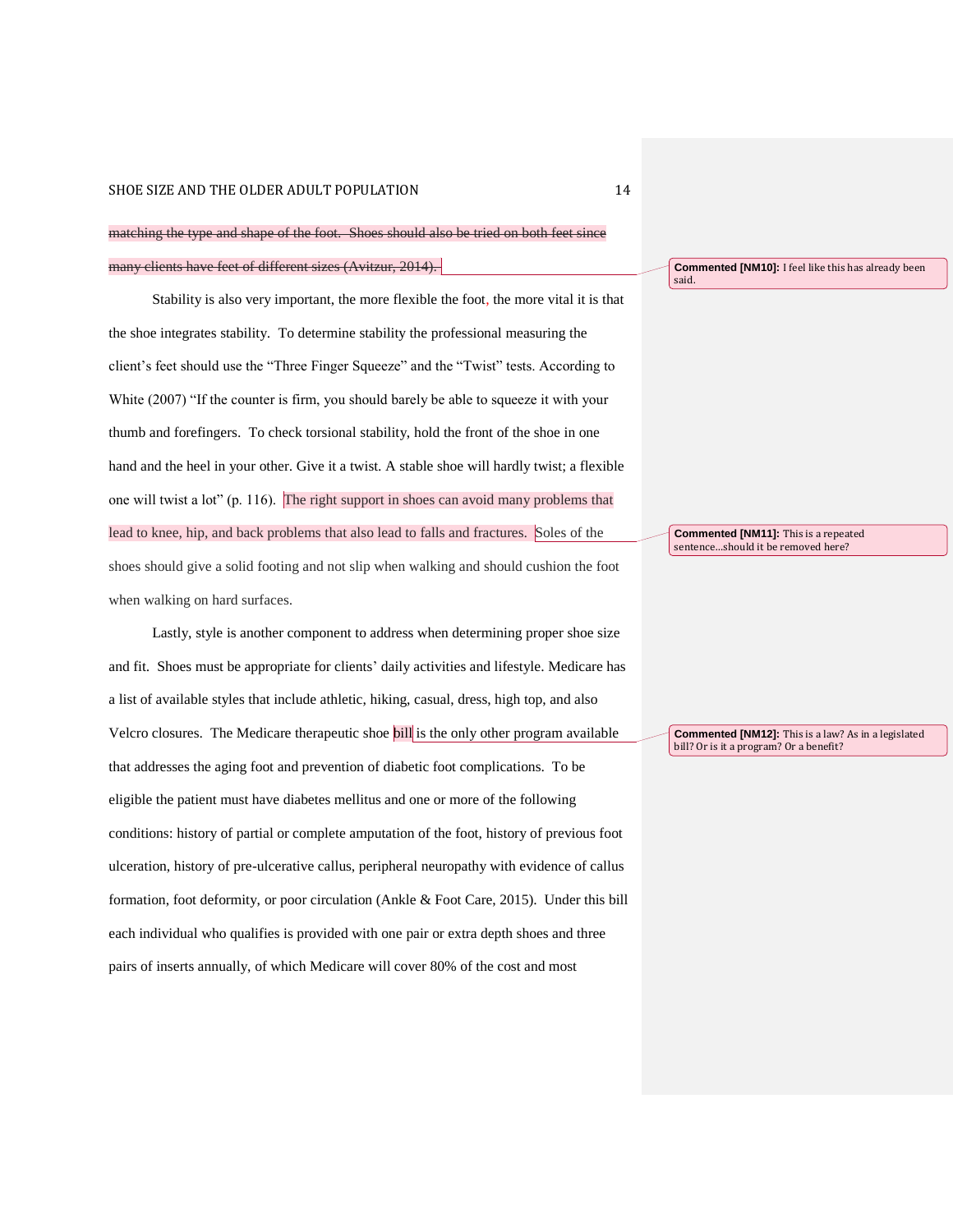~~matching the type and shape of the foot. Shoes should also be tried on both feet since many clients have feet of different sizes (Avitzur, 2014).~~

Stability is also very important, the more flexible the foot, the more vital it is that the shoe integrates stability. To determine stability the professional measuring the client's feet should use the "Three Finger Squeeze" and the "Twist" tests. According to White (2007) "If the counter is firm, you should barely be able to squeeze it with your thumb and forefingers. To check torsional stability, hold the front of the shoe in one hand and the heel in your other. Give it a twist. A stable shoe will hardly twist; a flexible one will twist a lot" (p. 116). The right support in shoes can avoid many problems that lead to knee, hip, and back problems that also lead to falls and fractures. Soles of the shoes should give a solid footing and not slip when walking and should cushion the foot when walking on hard surfaces.

Lastly, style is another component to address when determining proper shoe size and fit. Shoes must be appropriate for clients' daily activities and lifestyle. Medicare has a list of available styles that include athletic, hiking, casual, dress, high top, and also Velcro closures. The Medicare therapeutic shoe bill is the only other program available that addresses the aging foot and prevention of diabetic foot complications. To be eligible the patient must have diabetes mellitus and one or more of the following conditions: history of partial or complete amputation of the foot, history of previous foot ulceration, history of pre-ulcerative callus, peripheral neuropathy with evidence of callus formation, foot deformity, or poor circulation (Ankle & Foot Care, 2015). Under this bill each individual who qualifies is provided with one pair or extra depth shoes and three pairs of inserts annually, of which Medicare will cover 80% of the cost and most

**Commented [NM10]:** I feel like this has already been said.

**Commented [NM11]:** This is a repeated sentence...should it be removed here?

**Commented [NM12]:** This is a law? As in a legislated bill? Or is it a program? Or a benefit?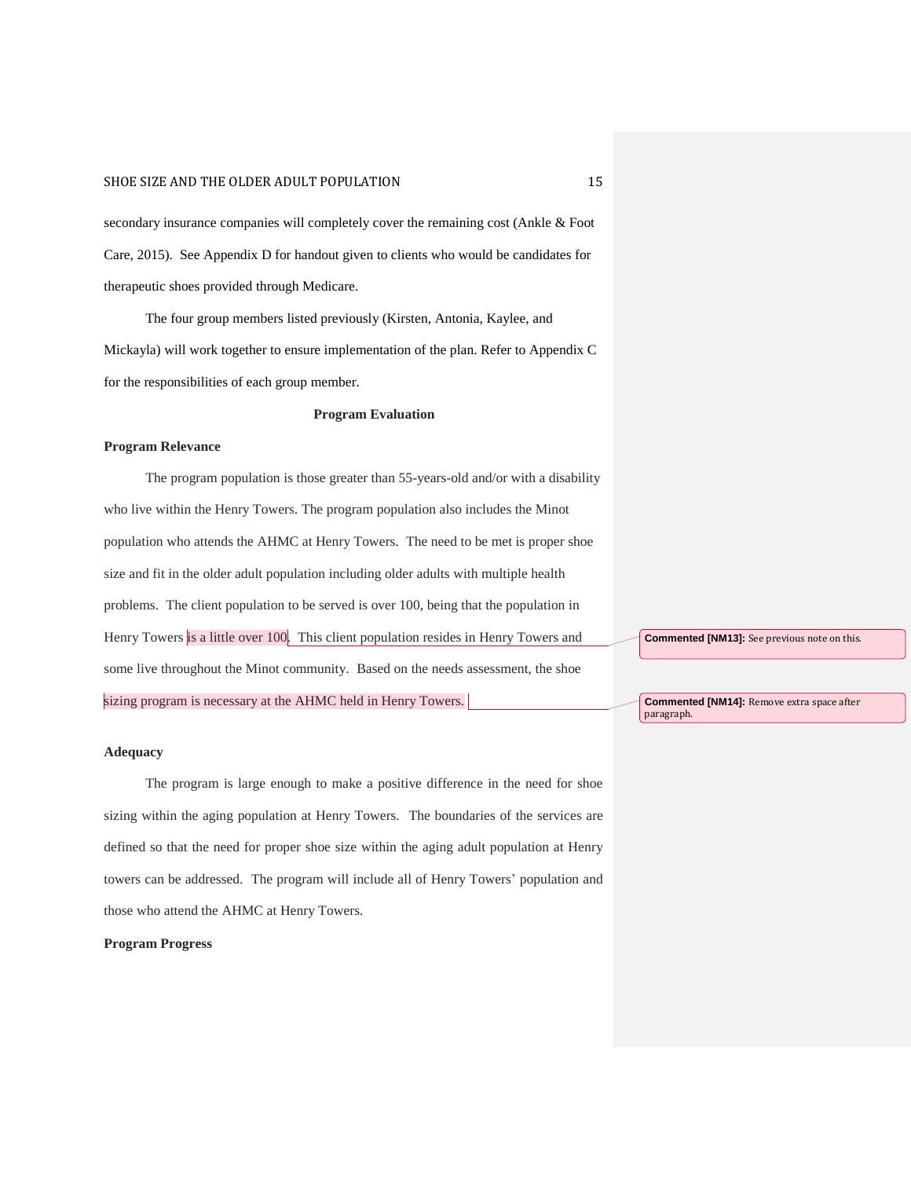secondary insurance companies will completely cover the remaining cost (Ankle & Foot Care, 2015). See Appendix D for handout given to clients who would be candidates for therapeutic shoes provided through Medicare.

The four group members listed previously (Kirsten, Antonia, Kaylee, and Mickayla) will work together to ensure implementation of the plan. Refer to Appendix C for the responsibilities of each group member.

## Program Evaluation

### Program Relevance

The program population is those greater than 55-years-old and/or with a disability who live within the Henry Towers. The program population also includes the Minot population who attends the AHMC at Henry Towers. The need to be met is proper shoe size and fit in the older adult population including older adults with multiple health problems. The client population to be served is over 100, being that the population in Henry Towers is a little over 100. This client population resides in Henry Towers and some live throughout the Minot community. Based on the needs assessment, the shoe sizing program is necessary at the AHMC held in Henry Towers.

**Commented [NM13]:** See previous note on this.

**Commented [NM14]:** Remove extra space after paragraph.

### Adequacy

The program is large enough to make a positive difference in the need for shoe sizing within the aging population at Henry Towers. The boundaries of the services are defined so that the need for proper shoe size within the aging adult population at Henry towers can be addressed. The program will include all of Henry Towers' population and those who attend the AHMC at Henry Towers.

### Program Progress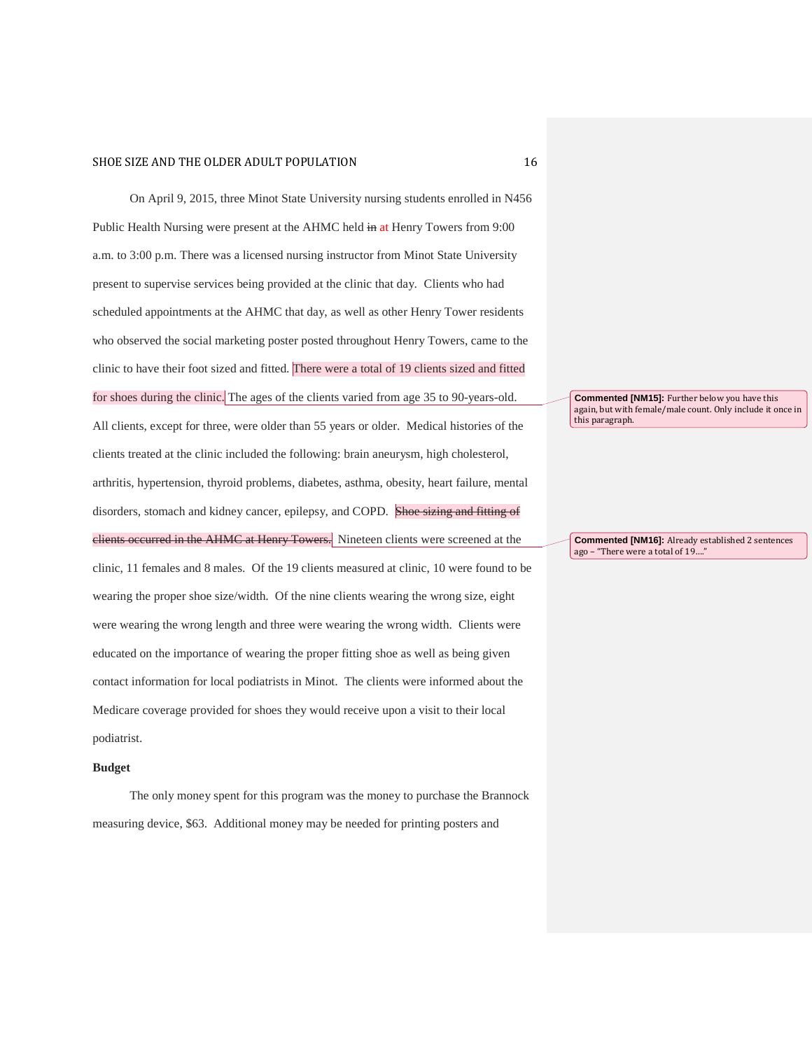On April 9, 2015, three Minot State University nursing students enrolled in N456 Public Health Nursing were present at the AHMC held ~~in~~ at Henry Towers from 9:00 a.m. to 3:00 p.m. There was a licensed nursing instructor from Minot State University present to supervise services being provided at the clinic that day. Clients who had scheduled appointments at the AHMC that day, as well as other Henry Tower residents who observed the social marketing poster posted throughout Henry Towers, came to the clinic to have their foot sized and fitted. There were a total of 19 clients sized and fitted for shoes during the clinic. The ages of the clients varied from age 35 to 90-years-old. All clients, except for three, were older than 55 years or older. Medical histories of the clients treated at the clinic included the following: brain aneurysm, high cholesterol, arthritis, hypertension, thyroid problems, diabetes, asthma, obesity, heart failure, mental disorders, stomach and kidney cancer, epilepsy, and COPD. ~~Shoe sizing and fitting of clients occurred in the AHMC at Henry Towers.~~ Nineteen clients were screened at the clinic, 11 females and 8 males. Of the 19 clients measured at clinic, 10 were found to be wearing the proper shoe size/width. Of the nine clients wearing the wrong size, eight were wearing the wrong length and three were wearing the wrong width. Clients were educated on the importance of wearing the proper fitting shoe as well as being given contact information for local podiatrists in Minot. The clients were informed about the Medicare coverage provided for shoes they would receive upon a visit to their local podiatrist.

**Commented [NM15]:** Further below you have this again, but with female/male count. Only include it once in this paragraph.

**Commented [NM16]:** Already established 2 sentences ago – "There were a total of 19…."

**Budget**

The only money spent for this program was the money to purchase the Brannock measuring device, $63. Additional money may be needed for printing posters and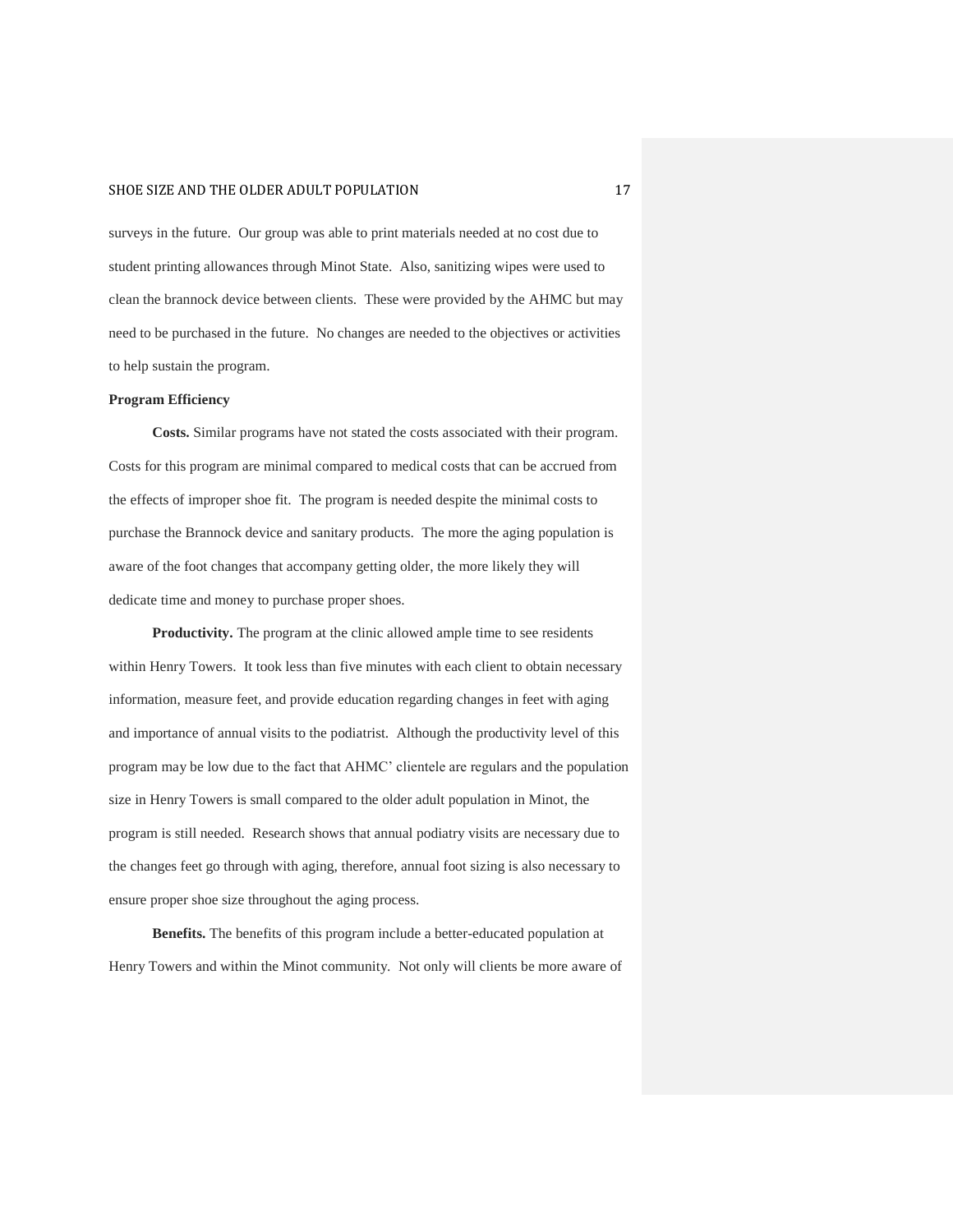surveys in the future. Our group was able to print materials needed at no cost due to student printing allowances through Minot State. Also, sanitizing wipes were used to clean the brannock device between clients. These were provided by the AHMC but may need to be purchased in the future. No changes are needed to the objectives or activities to help sustain the program.

**Program Efficiency**

**Costs.** Similar programs have not stated the costs associated with their program. Costs for this program are minimal compared to medical costs that can be accrued from the effects of improper shoe fit. The program is needed despite the minimal costs to purchase the Brannock device and sanitary products. The more the aging population is aware of the foot changes that accompany getting older, the more likely they will dedicate time and money to purchase proper shoes.

**Productivity.** The program at the clinic allowed ample time to see residents within Henry Towers. It took less than five minutes with each client to obtain necessary information, measure feet, and provide education regarding changes in feet with aging and importance of annual visits to the podiatrist. Although the productivity level of this program may be low due to the fact that AHMC' clientele are regulars and the population size in Henry Towers is small compared to the older adult population in Minot, the program is still needed. Research shows that annual podiatry visits are necessary due to the changes feet go through with aging, therefore, annual foot sizing is also necessary to ensure proper shoe size throughout the aging process.

**Benefits.** The benefits of this program include a better-educated population at Henry Towers and within the Minot community. Not only will clients be more aware of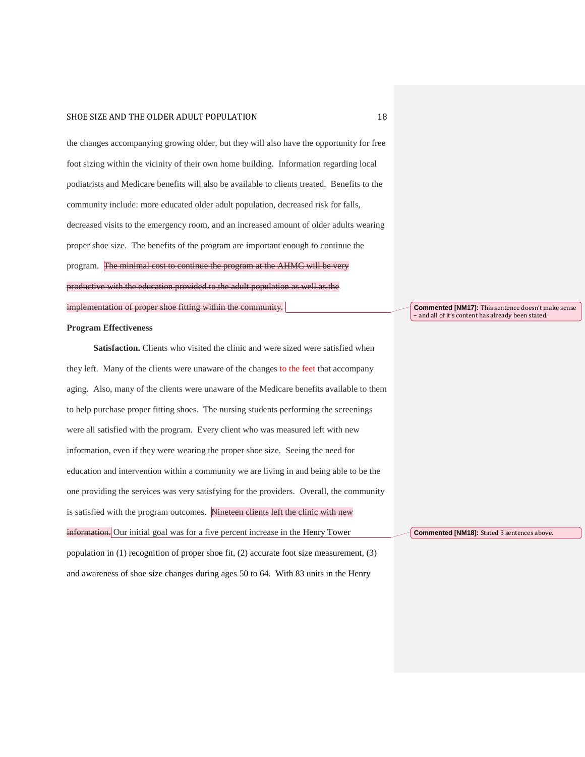the changes accompanying growing older, but they will also have the opportunity for free foot sizing within the vicinity of their own home building. Information regarding local podiatrists and Medicare benefits will also be available to clients treated. Benefits to the community include: more educated older adult population, decreased risk for falls, decreased visits to the emergency room, and an increased amount of older adults wearing proper shoe size. The benefits of the program are important enough to continue the program. ~~The minimal cost to continue the program at the AHMC will be very productive with the education provided to the adult population as well as the implementation of proper shoe fitting within the community.~~

> **Commented [NM17]:** This sentence doesn't make sense – and all of it's content has already been stated.

**Program Effectiveness**

**Satisfaction.** Clients who visited the clinic and were sized were satisfied when they left. Many of the clients were unaware of the changes to the feet that accompany aging. Also, many of the clients were unaware of the Medicare benefits available to them to help purchase proper fitting shoes. The nursing students performing the screenings were all satisfied with the program. Every client who was measured left with new information, even if they were wearing the proper shoe size. Seeing the need for education and intervention within a community we are living in and being able to be the one providing the services was very satisfying for the providers. Overall, the community is satisfied with the program outcomes. ~~Nineteen clients left the clinic with new information.~~ Our initial goal was for a five percent increase in the Henry Tower population in (1) recognition of proper shoe fit, (2) accurate foot size measurement, (3) and awareness of shoe size changes during ages 50 to 64. With 83 units in the Henry

> **Commented [NM18]:** Stated 3 sentences above.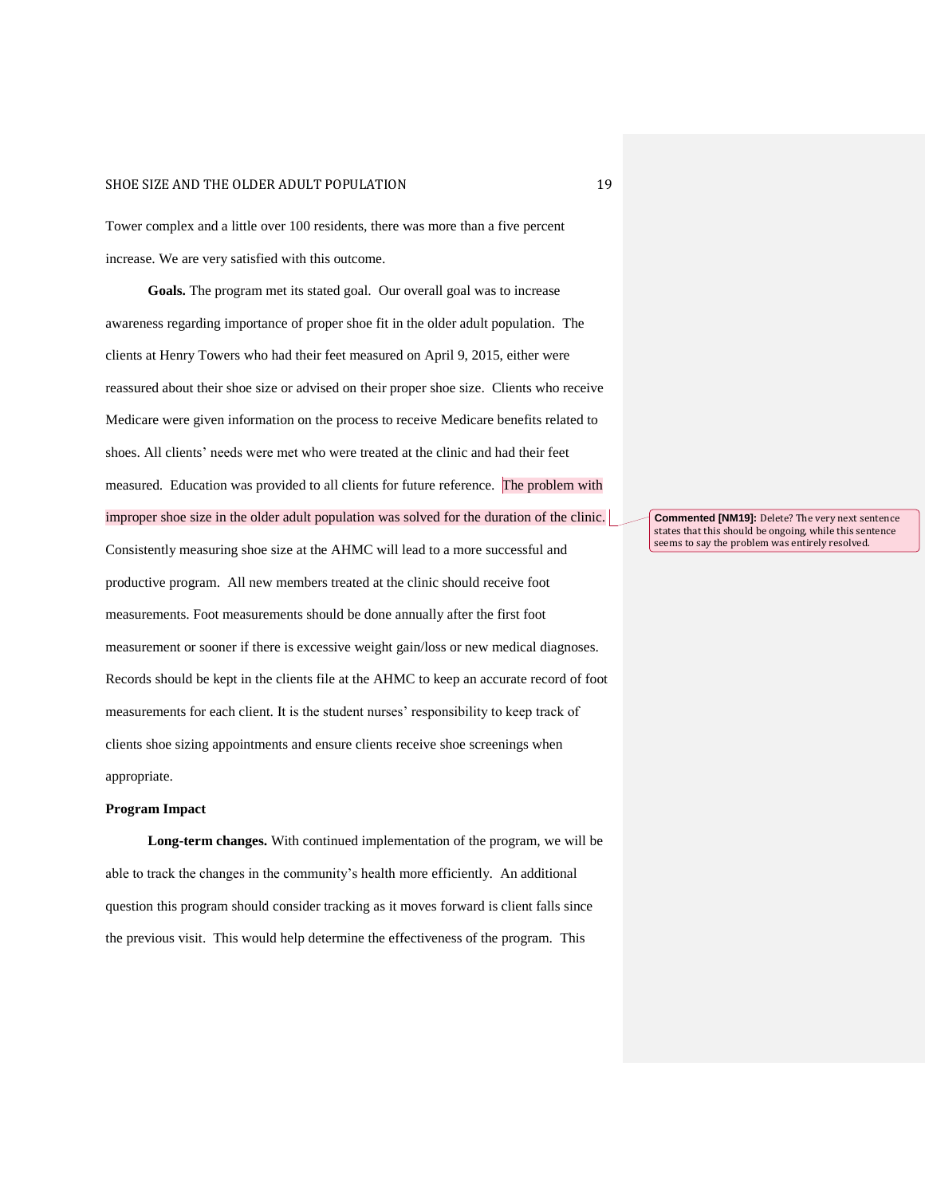Tower complex and a little over 100 residents, there was more than a five percent increase. We are very satisfied with this outcome.

**Goals.** The program met its stated goal. Our overall goal was to increase awareness regarding importance of proper shoe fit in the older adult population. The clients at Henry Towers who had their feet measured on April 9, 2015, either were reassured about their shoe size or advised on their proper shoe size. Clients who receive Medicare were given information on the process to receive Medicare benefits related to shoes. All clients' needs were met who were treated at the clinic and had their feet measured. Education was provided to all clients for future reference. The problem with improper shoe size in the older adult population was solved for the duration of the clinic. Consistently measuring shoe size at the AHMC will lead to a more successful and productive program. All new members treated at the clinic should receive foot measurements. Foot measurements should be done annually after the first foot measurement or sooner if there is excessive weight gain/loss or new medical diagnoses. Records should be kept in the clients file at the AHMC to keep an accurate record of foot measurements for each client. It is the student nurses' responsibility to keep track of clients shoe sizing appointments and ensure clients receive shoe screenings when appropriate.

**Commented [NM19]:** Delete? The very next sentence states that this should be ongoing, while this sentence seems to say the problem was entirely resolved.

## Program Impact

**Long-term changes.** With continued implementation of the program, we will be able to track the changes in the community's health more efficiently. An additional question this program should consider tracking as it moves forward is client falls since the previous visit. This would help determine the effectiveness of the program. This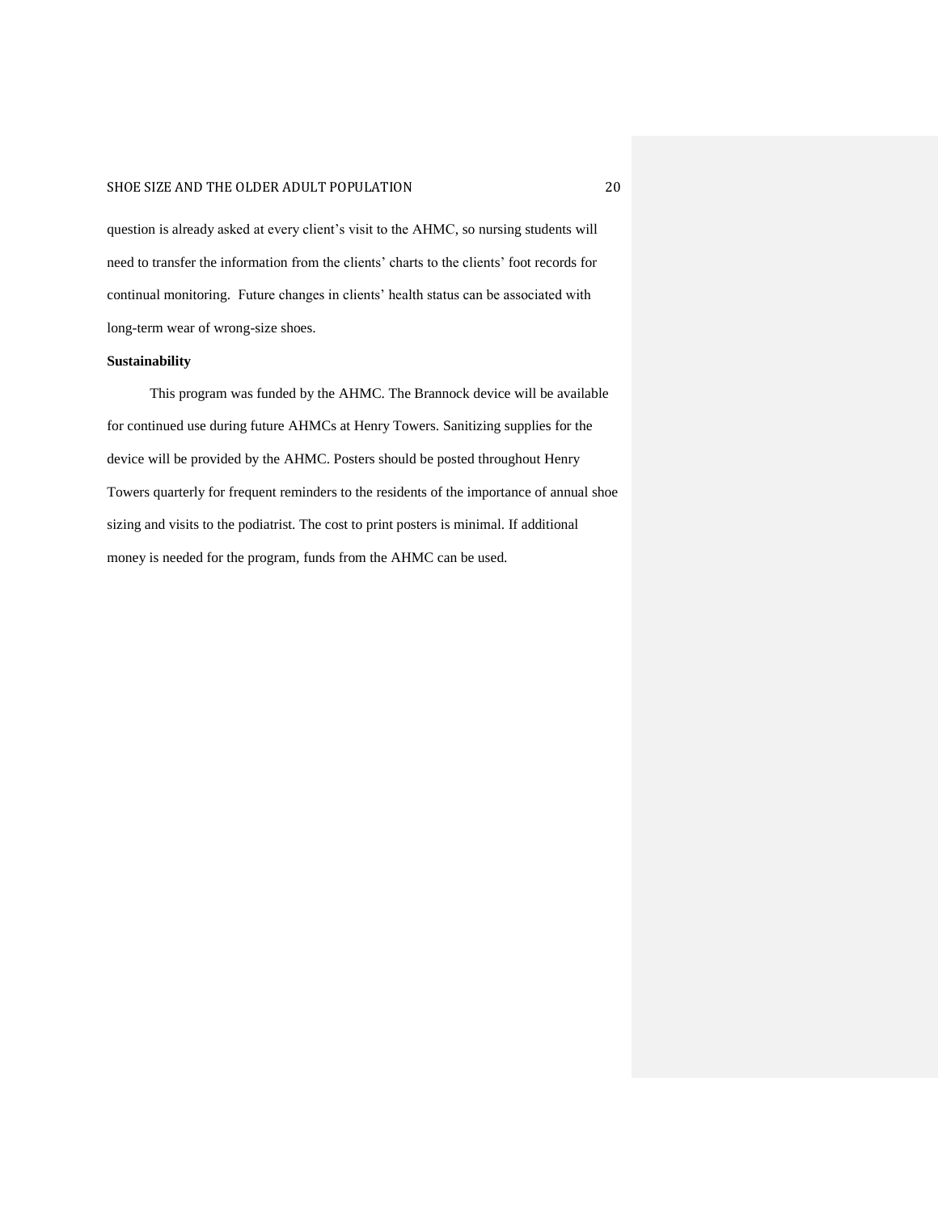question is already asked at every client's visit to the AHMC, so nursing students will need to transfer the information from the clients' charts to the clients' foot records for continual monitoring. Future changes in clients' health status can be associated with long-term wear of wrong-size shoes.

**Sustainability**

This program was funded by the AHMC. The Brannock device will be available for continued use during future AHMCs at Henry Towers. Sanitizing supplies for the device will be provided by the AHMC. Posters should be posted throughout Henry Towers quarterly for frequent reminders to the residents of the importance of annual shoe sizing and visits to the podiatrist. The cost to print posters is minimal. If additional money is needed for the program, funds from the AHMC can be used.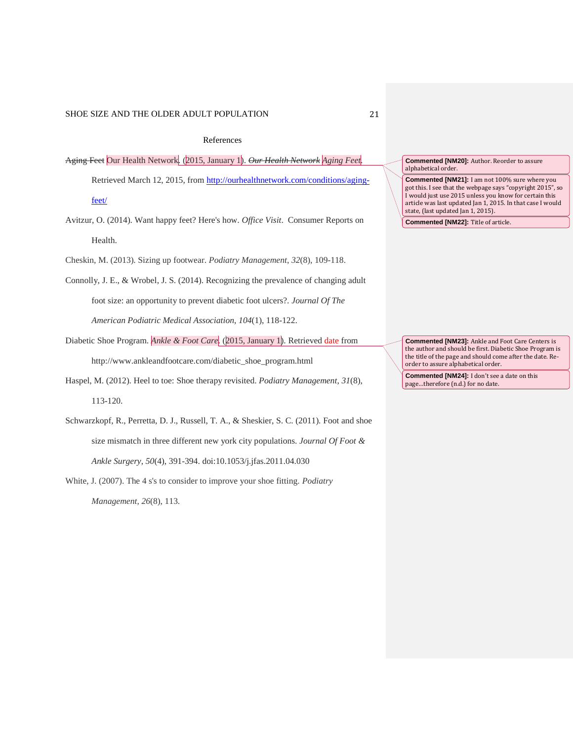# References

~~Aging Feet~~ Our Health Network. (2015, January 1). ~~*Our Health Network*~~ *Aging Feet*. Retrieved March 12, 2015, from http://ourhealthnetwork.com/conditions/aging-feet/

Avitzur, O. (2014). Want happy feet? Here's how. *Office Visit*. Consumer Reports on Health.

Cheskin, M. (2013). Sizing up footwear. *Podiatry Management*, *32*(8), 109-118.

Connolly, J. E., & Wrobel, J. S. (2014). Recognizing the prevalence of changing adult foot size: an opportunity to prevent diabetic foot ulcers?. *Journal Of The American Podiatric Medical Association*, *104*(1), 118-122.

Diabetic Shoe Program. *Ankle & Foot Care*. (2015, January 1). Retrieved date from http://www.ankleandfootcare.com/diabetic_shoe_program.html

Haspel, M. (2012). Heel to toe: Shoe therapy revisited. *Podiatry Management*, *31*(8), 113-120.

Schwarzkopf, R., Perretta, D. J., Russell, T. A., & Sheskier, S. C. (2011). Foot and shoe size mismatch in three different new york city populations. *Journal Of Foot & Ankle Surgery*, *50*(4), 391-394. doi:10.1053/j.jfas.2011.04.030

White, J. (2007). The 4 s's to consider to improve your shoe fitting. *Podiatry Management*, *26*(8), 113.

**Commented [NM20]:** Author. Reorder to assure alphabetical order.

**Commented [NM21]:** I am not 100% sure where you got this. I see that the webpage says "copyright 2015", so I would just use 2015 unless you know for certain this article was last updated Jan 1, 2015. In that case I would state, (last updated Jan 1, 2015).

**Commented [NM22]:** Title of article.

**Commented [NM23]:** Ankle and Foot Care Centers is the author and should be first. Diabetic Shoe Program is the title of the page and should come after the date. Re-order to assure alphabetical order.

**Commented [NM24]:** I don't see a date on this page...therefore (n.d.) for no date.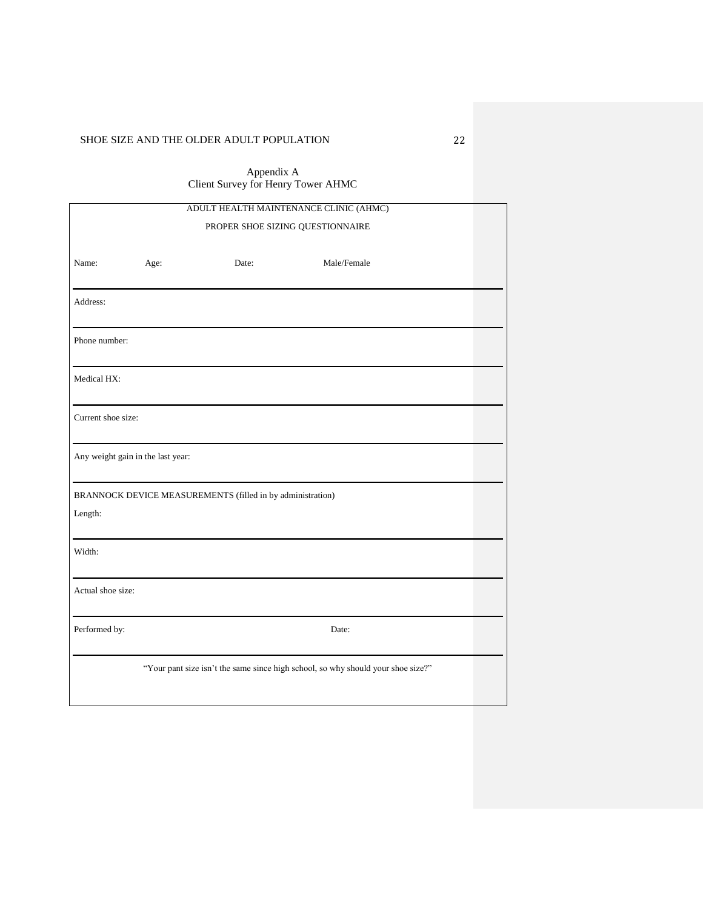# Appendix A
## Client Survey for Henry Tower AHMC

ADULT HEALTH MAINTENANCE CLINIC (AHMC)

PROPER SHOE SIZING QUESTIONNAIRE

Name: Age: Date: Male/Female

---

Address:

---

Phone number:

---

Medical HX:

---

Current shoe size:

---

Any weight gain in the last year:

---

BRANNOCK DEVICE MEASUREMENTS (filled in by administration)

Length:

---

Width:

---

Actual shoe size:

---

Performed by: Date:

---

"Your pant size isn't the same since high school, so why should your shoe size?"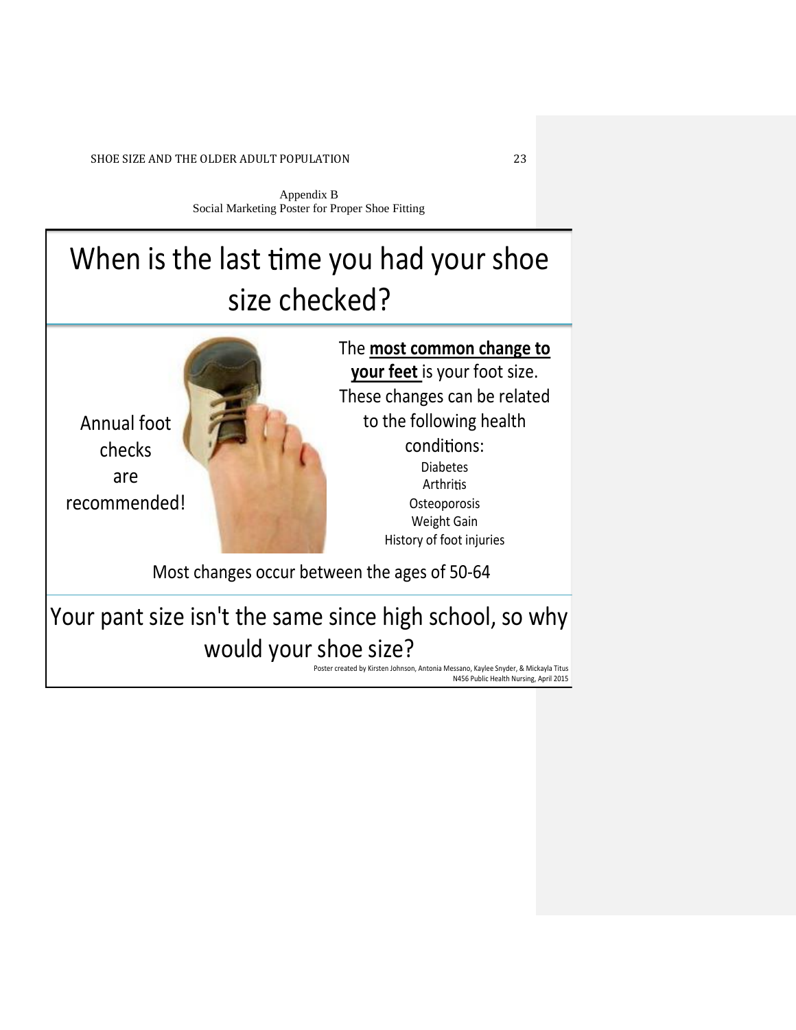Appendix B
Social Marketing Poster for Proper Shoe Fitting

# When is the last time you had your shoe size checked?

Annual foot checks are recommended!

The **most common change to your feet** is your foot size. These changes can be related to the following health conditions:

Diabetes
Arthritis
Osteoporosis
Weight Gain
History of foot injuries

Most changes occur between the ages of 50-64

## Your pant size isn't the same since high school, so why would your shoe size?

Poster created by Kirsten Johnson, Antonia Messano, Kaylee Snyder, & Mickayla Titus
N456 Public Health Nursing, April 2015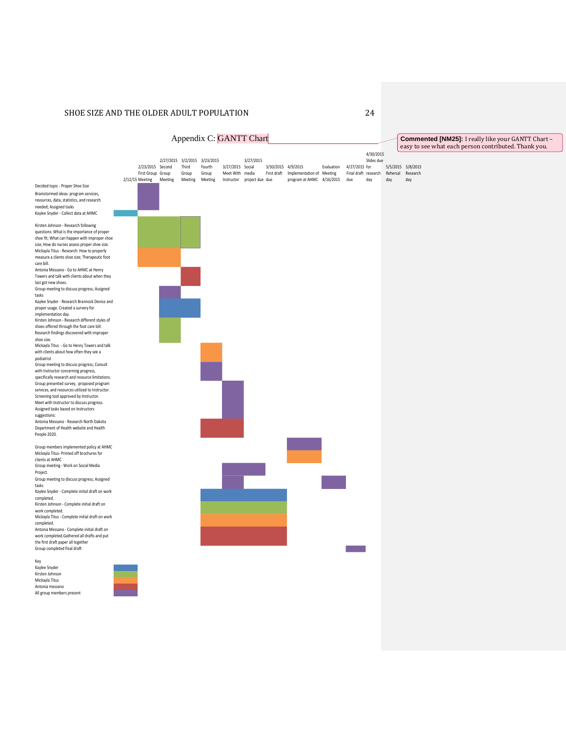# Appendix C: GANTT Chart

> **Commented [NM25]:** I really like your GANTT Chart – easy to see what each person contributed. Thank you.

| Task | 2/12/15 Meeting | 2/23/2015 First Group Meeting | 2/27/2015 Second Group Meeting | 3/2/2015 Third Group Meeting | 3/23/2015 Fourth Group Meeting | 3/27/2015 Meet With Instructor | 3/27/2015 Social media project due | 3/30/2015 First draft due | 4/9/2015 Implementation of program at AHMC | Evaluation Meeting 4/16/2015 | 4/27/2015 Final draft due | 4/30/2015 Slides due for research day | 5/5/2015 Rehersal day | 5/8/2015 Research day |
|---|---|---|---|---|---|---|---|---|---|---|---|---|---|---|
| Decided topic - Proper Shoe Size; Brainstormed ideas: program services, resources, data, statistics, and research needed; Assigned tasks | | All group | | | | | | | | | | | | |
| Kaylee Snyder - Collect data at AHMC | Kaylee | | | | | | | | | | | | | |
| Kirsten Johnson - Research following questions: What is the importance of proper shoe fit; What can happen with improper shoe size; How do nurses assess proper shoe size. | | Kirsten | Kirsten | Kirsten | | | | | | | | | | |
| Mickayla Titus - Research: How to properly measure a clients shoe size; Therapeutic foot care bill. | | Mickayla | Mickayla | | | | | | | | | | | |
| Antonia Messano - Go to AHMC at Henry Towers and talk with clients about when they last got new shoes. | | | | Antonia | | | | | | | | | | |
| Group meeting to discuss progress; Assigned tasks | | | All group | | | | | | | | | | | |
| Kaylee Snyder - Research Brannock Device and proper usage. Created a survery for implementation day. | | | Kaylee | Kaylee | | | | | | | | | | |
| Kirsten Johnson - Research different styles of shoes offered through the foot care bill. Research findings discovered with improper shoe size. | | | Kirsten | | | | | | | | | | | |
| Mickayla Titus - Go to Henry Towers and talk with clients about how often they see a podiatrist | | | | | Mickayla | | | | | | | | | |
| Group meeting to discuss progress; Consult with Instructor concerning progress, specifically research and resource limitations. | | | | | All group | | | | | | | | | |
| Group presented survey, proposed program services, and resources utilized to Instructor. Screening tool approved by Instructor. Meet with Instructor to discuss progress. Assigned tasks based on Instructors suggestions: | | | | | | All group | | | | | | | | |
| Antonia Messano - Research North Dakota Department of Health website and Health People 2020. | | | | | Antonia | Antonia | | | | | | | | |
| Group members implemented policy at AHMC | | | | | | | | | All group | | | | | |
| Mickayla Titus- Printed off brochures for clients at AHMC | | | | | | | | | Mickayla | | | | | |
| Group meeting - Work on Social Media Project. | | | | | | All group | All group | | | | | | | |
| Group meeting to discuss progress; Assigned tasks | | | | | | All group | | | | All group | | | | |
| Kaylee Snyder - Complete initial draft on work completed. | | | | | Kaylee | Kaylee | Kaylee | Kaylee | | | | | | |
| Kirsten Johnson - Complete initial draft on work completed. | | | | | Kirsten | Kirsten | Kirsten | Kirsten | | | | | | |
| Mickayla Titus - Complete initial draft on work completed. | | | | | Mickayla | Mickayla | Mickayla | Mickayla | | | | | | |
| Antonia Messano - Complete initial draft on work completed. Gathered all drafts and put the first draft paper all together | | | | | Antonia | Antonia | Antonia | Antonia | | | | | | |
| Group completed final draft | | | | | | | | | | | All group | | | |

Key
- Kaylee Snyder (blue)
- Kirsten Johnson (green)
- Mickayla Titus (orange)
- Antonia messano (red)
- All group members present (purple)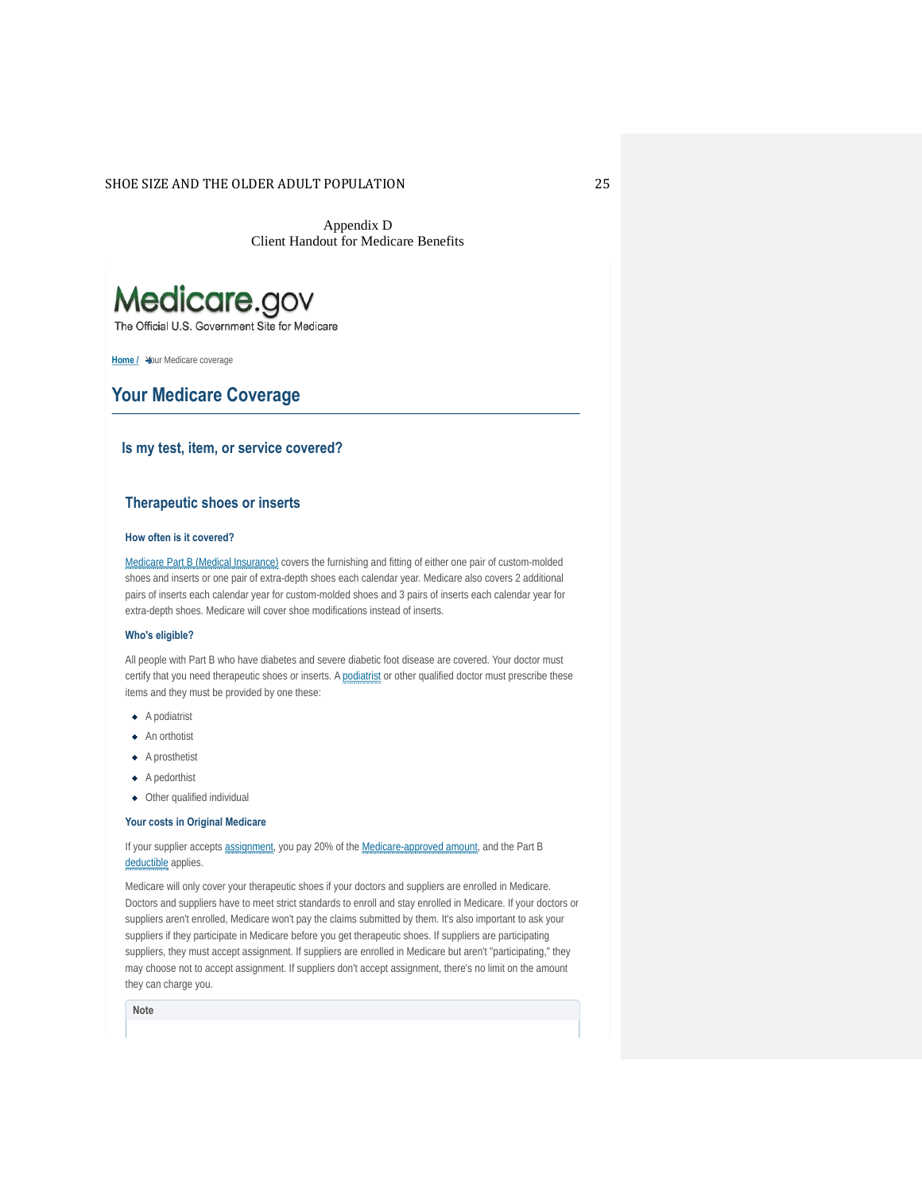Appendix D
Client Handout for Medicare Benefits

Medicare.gov

The Official U.S. Government Site for Medicare

Home / Your Medicare coverage

# Your Medicare Coverage

## Is my test, item, or service covered?

### Therapeutic shoes or inserts

#### How often is it covered?

Medicare Part B (Medical Insurance) covers the furnishing and fitting of either one pair of custom-molded shoes and inserts or one pair of extra-depth shoes each calendar year. Medicare also covers 2 additional pairs of inserts each calendar year for custom-molded shoes and 3 pairs of inserts each calendar year for extra-depth shoes. Medicare will cover shoe modifications instead of inserts.

#### Who's eligible?

All people with Part B who have diabetes and severe diabetic foot disease are covered. Your doctor must certify that you need therapeutic shoes or inserts. A podiatrist or other qualified doctor must prescribe these items and they must be provided by one these:

- A podiatrist
- An orthotist
- A prosthetist
- A pedorthist
- Other qualified individual

#### Your costs in Original Medicare

If your supplier accepts assignment, you pay 20% of the Medicare-approved amount, and the Part B deductible applies.

Medicare will only cover your therapeutic shoes if your doctors and suppliers are enrolled in Medicare. Doctors and suppliers have to meet strict standards to enroll and stay enrolled in Medicare. If your doctors or suppliers aren't enrolled, Medicare won't pay the claims submitted by them. It's also important to ask your suppliers if they participate in Medicare before you get therapeutic shoes. If suppliers are participating suppliers, they must accept assignment. If suppliers are enrolled in Medicare but aren't "participating," they may choose not to accept assignment. If suppliers don't accept assignment, there's no limit on the amount they can charge you.

**Note**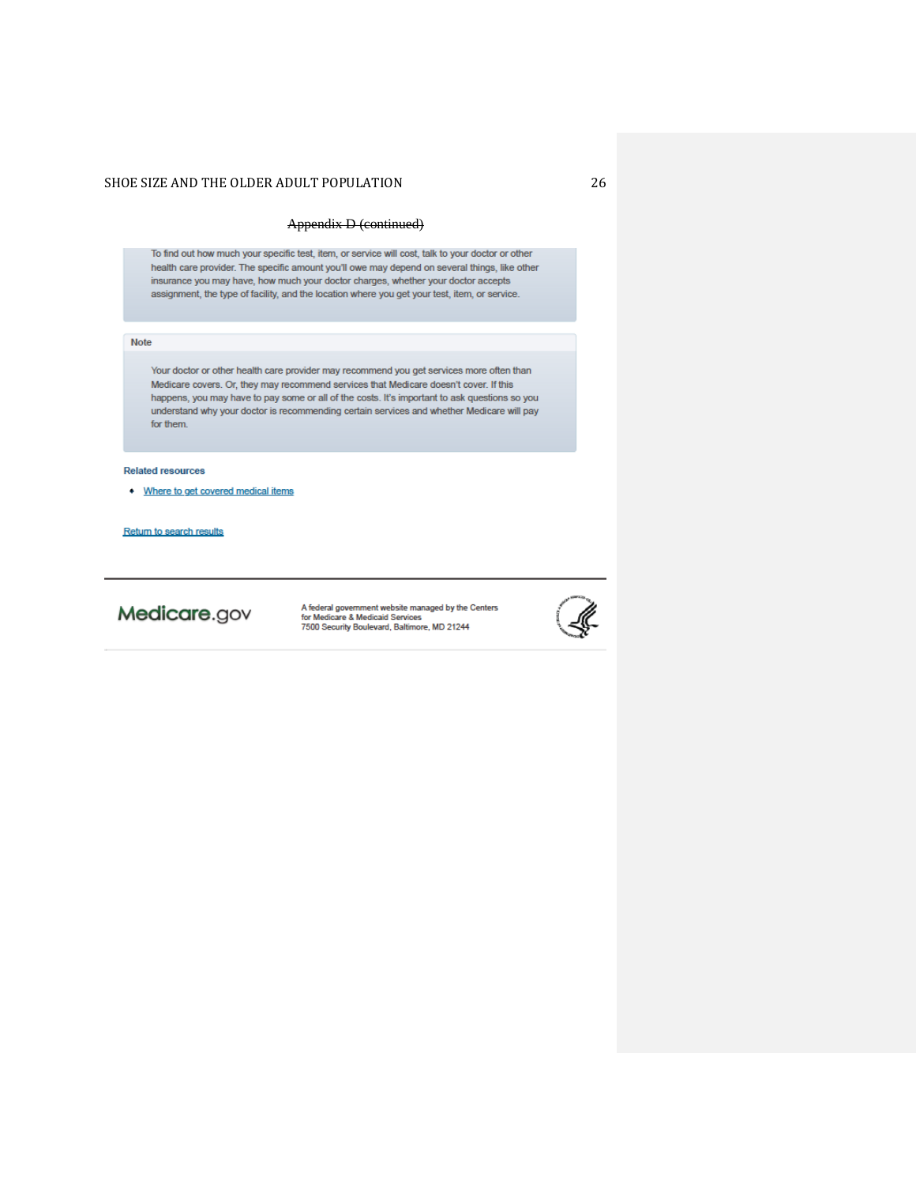Appendix D (continued)

To find out how much your specific test, item, or service will cost, talk to your doctor or other health care provider. The specific amount you'll owe may depend on several things, like other insurance you may have, how much your doctor charges, whether your doctor accepts assignment, the type of facility, and the location where you get your test, item, or service.

**Note**

Your doctor or other health care provider may recommend you get services more often than Medicare covers. Or, they may recommend services that Medicare doesn't cover. If this happens, you may have to pay some or all of the costs. It's important to ask questions so you understand why your doctor is recommending certain services and whether Medicare will pay for them.

**Related resources**

- Where to get covered medical items

Return to search results

Medicare.gov

A federal government website managed by the Centers for Medicare & Medicaid Services
7500 Security Boulevard, Baltimore, MD 21244